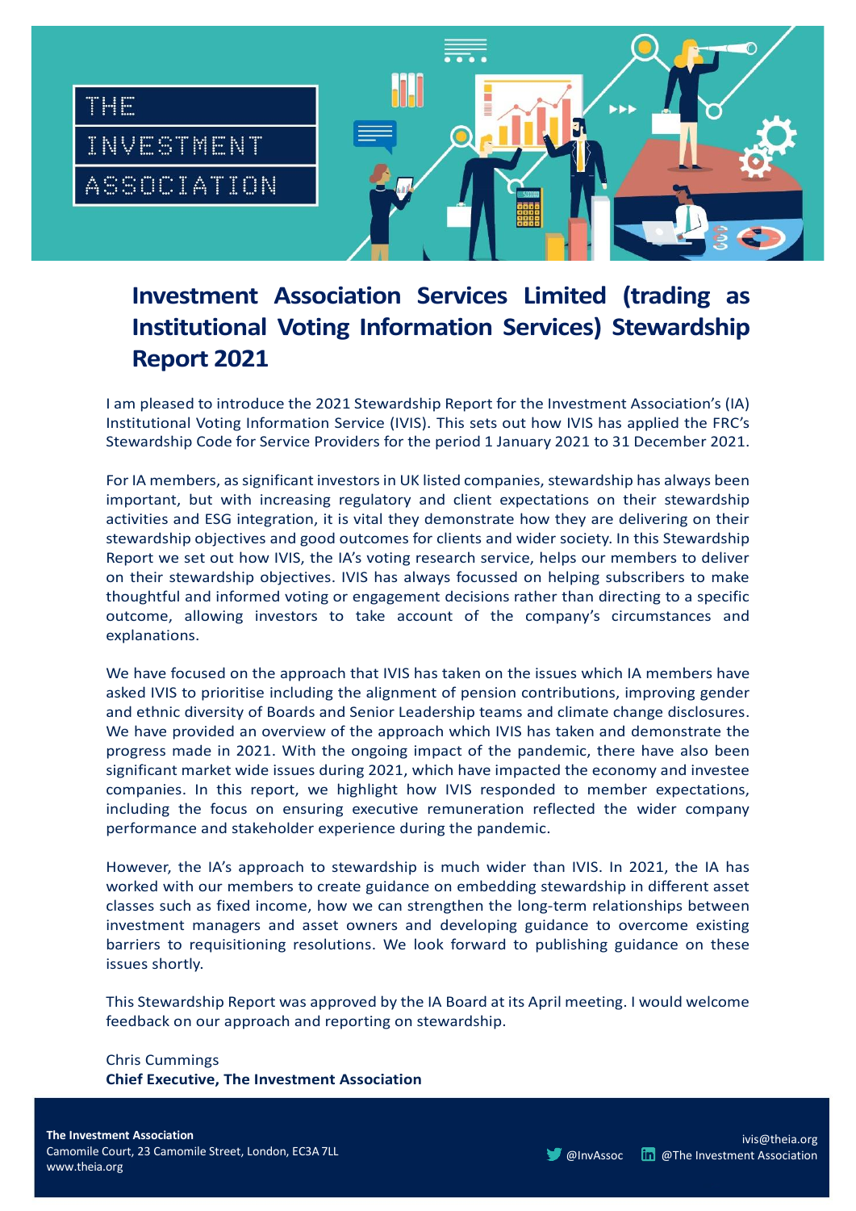THE INVESTMENT ASSOCIATION

# Investment Association Services Limited (trading as Institutional Voting Information Services) Stewardship Report 2021

I am pleased to introduce the 2021 Stewardship Report for the Investment Association's (IA) Institutional Voting Information Service (IVIS). This sets out how IVIS has applied the FRC's Stewardship Code for Service Providers for the period 1 January 2021 to 31 December 2021.

For IA members, as significant investors in UK listed companies, stewardship has always been important, but with increasing regulatory and client expectations on their stewardship activities and ESG integration, it is vital they demonstrate how they are delivering on their stewardship objectives and good outcomes for clients and wider society. In this Stewardship Report we set out how IVIS, the IA's voting research service, helps our members to deliver on their stewardship objectives. IVIS has always focussed on helping subscribers to make thoughtful and informed voting or engagement decisions rather than directing to a specific outcome, allowing investors to take account of the company's circumstances and explanations.

We have focused on the approach that IVIS has taken on the issues which IA members have asked IVIS to prioritise including the alignment of pension contributions, improving gender and ethnic diversity of Boards and Senior Leadership teams and climate change disclosures. We have provided an overview of the approach which IVIS has taken and demonstrate the progress made in 2021. With the ongoing impact of the pandemic, there have also been significant market wide issues during 2021, which have impacted the economy and investee companies. In this report, we highlight how IVIS responded to member expectations, including the focus on ensuring executive remuneration reflected the wider company performance and stakeholder experience during the pandemic.

However, the IA's approach to stewardship is much wider than IVIS. In 2021, the IA has worked with our members to create guidance on embedding stewardship in different asset classes such as fixed income, how we can strengthen the long-term relationships between investment managers and asset owners and developing guidance to overcome existing barriers to requisitioning resolutions. We look forward to publishing guidance on these issues shortly.

This Stewardship Report was approved by the IA Board at its April meeting. I would welcome feedback on our approach and reporting on stewardship.

Chris Cummings
**Chief Executive, The Investment Association**

**The Investment Association**
Camomile Court, 23 Camomile Street, London, EC3A 7LL
www.theia.org

ivis@theia.org
@InvAssoc
@The Investment Association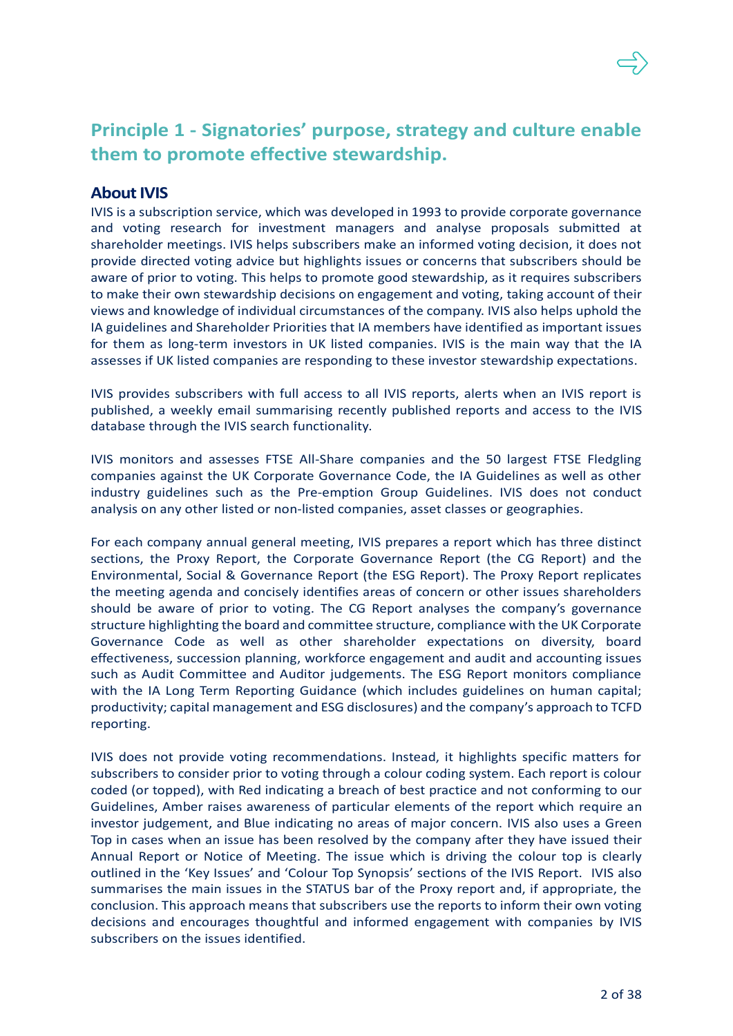## Principle 1 - Signatories' purpose, strategy and culture enable them to promote effective stewardship.

### About IVIS

IVIS is a subscription service, which was developed in 1993 to provide corporate governance and voting research for investment managers and analyse proposals submitted at shareholder meetings. IVIS helps subscribers make an informed voting decision, it does not provide directed voting advice but highlights issues or concerns that subscribers should be aware of prior to voting. This helps to promote good stewardship, as it requires subscribers to make their own stewardship decisions on engagement and voting, taking account of their views and knowledge of individual circumstances of the company. IVIS also helps uphold the IA guidelines and Shareholder Priorities that IA members have identified as important issues for them as long-term investors in UK listed companies. IVIS is the main way that the IA assesses if UK listed companies are responding to these investor stewardship expectations.

IVIS provides subscribers with full access to all IVIS reports, alerts when an IVIS report is published, a weekly email summarising recently published reports and access to the IVIS database through the IVIS search functionality.

IVIS monitors and assesses FTSE All-Share companies and the 50 largest FTSE Fledgling companies against the UK Corporate Governance Code, the IA Guidelines as well as other industry guidelines such as the Pre-emption Group Guidelines. IVIS does not conduct analysis on any other listed or non-listed companies, asset classes or geographies.

For each company annual general meeting, IVIS prepares a report which has three distinct sections, the Proxy Report, the Corporate Governance Report (the CG Report) and the Environmental, Social & Governance Report (the ESG Report). The Proxy Report replicates the meeting agenda and concisely identifies areas of concern or other issues shareholders should be aware of prior to voting. The CG Report analyses the company's governance structure highlighting the board and committee structure, compliance with the UK Corporate Governance Code as well as other shareholder expectations on diversity, board effectiveness, succession planning, workforce engagement and audit and accounting issues such as Audit Committee and Auditor judgements. The ESG Report monitors compliance with the IA Long Term Reporting Guidance (which includes guidelines on human capital; productivity; capital management and ESG disclosures) and the company's approach to TCFD reporting.

IVIS does not provide voting recommendations. Instead, it highlights specific matters for subscribers to consider prior to voting through a colour coding system. Each report is colour coded (or topped), with Red indicating a breach of best practice and not conforming to our Guidelines, Amber raises awareness of particular elements of the report which require an investor judgement, and Blue indicating no areas of major concern. IVIS also uses a Green Top in cases when an issue has been resolved by the company after they have issued their Annual Report or Notice of Meeting. The issue which is driving the colour top is clearly outlined in the 'Key Issues' and 'Colour Top Synopsis' sections of the IVIS Report. IVIS also summarises the main issues in the STATUS bar of the Proxy report and, if appropriate, the conclusion. This approach means that subscribers use the reports to inform their own voting decisions and encourages thoughtful and informed engagement with companies by IVIS subscribers on the issues identified.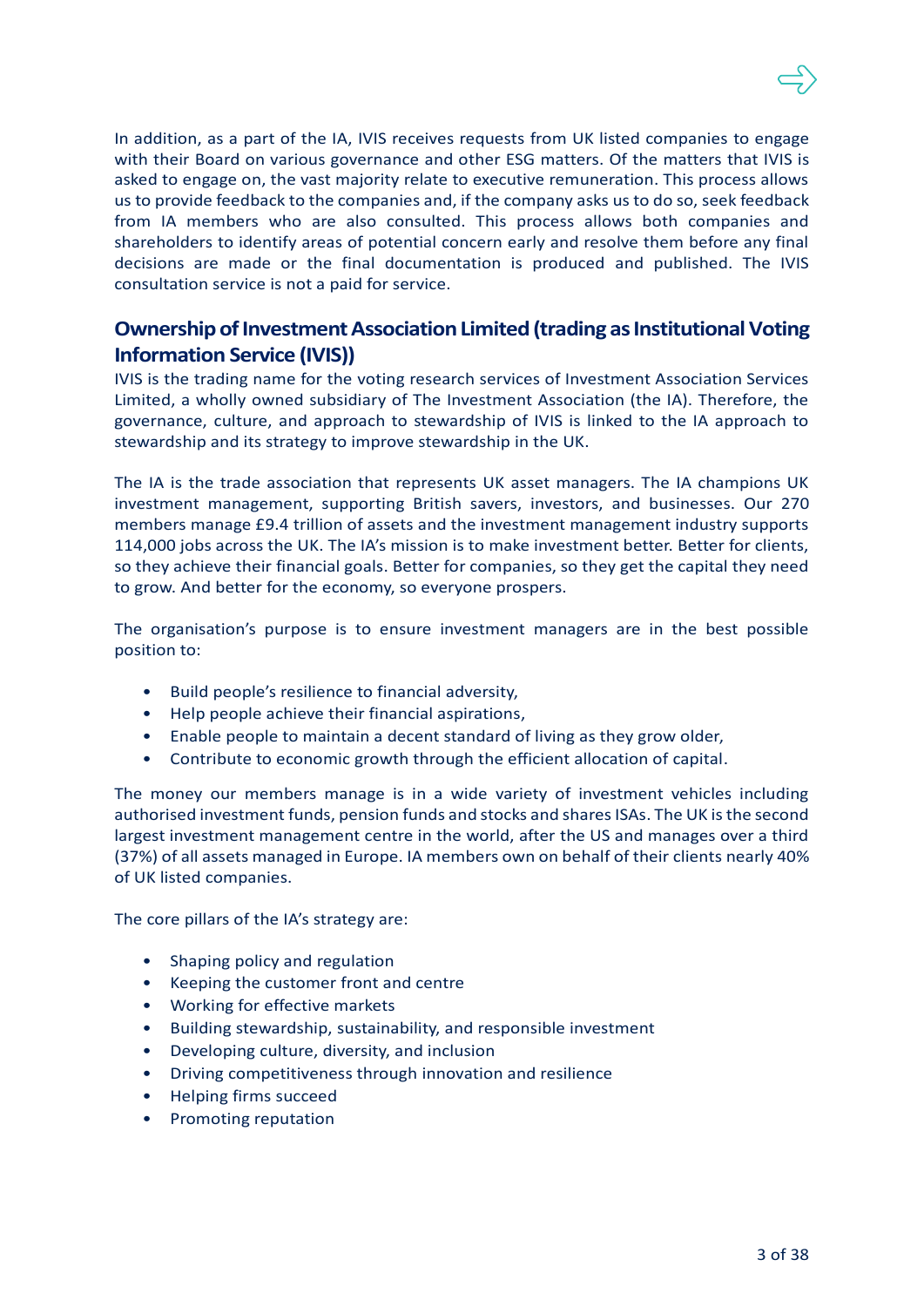In addition, as a part of the IA, IVIS receives requests from UK listed companies to engage with their Board on various governance and other ESG matters. Of the matters that IVIS is asked to engage on, the vast majority relate to executive remuneration. This process allows us to provide feedback to the companies and, if the company asks us to do so, seek feedback from IA members who are also consulted. This process allows both companies and shareholders to identify areas of potential concern early and resolve them before any final decisions are made or the final documentation is produced and published. The IVIS consultation service is not a paid for service.

## Ownership of Investment Association Limited (trading as Institutional Voting Information Service (IVIS))

IVIS is the trading name for the voting research services of Investment Association Services Limited, a wholly owned subsidiary of The Investment Association (the IA). Therefore, the governance, culture, and approach to stewardship of IVIS is linked to the IA approach to stewardship and its strategy to improve stewardship in the UK.

The IA is the trade association that represents UK asset managers. The IA champions UK investment management, supporting British savers, investors, and businesses. Our 270 members manage £9.4 trillion of assets and the investment management industry supports 114,000 jobs across the UK. The IA's mission is to make investment better. Better for clients, so they achieve their financial goals. Better for companies, so they get the capital they need to grow. And better for the economy, so everyone prospers.

The organisation's purpose is to ensure investment managers are in the best possible position to:

- Build people's resilience to financial adversity,
- Help people achieve their financial aspirations,
- Enable people to maintain a decent standard of living as they grow older,
- Contribute to economic growth through the efficient allocation of capital.

The money our members manage is in a wide variety of investment vehicles including authorised investment funds, pension funds and stocks and shares ISAs. The UK is the second largest investment management centre in the world, after the US and manages over a third (37%) of all assets managed in Europe. IA members own on behalf of their clients nearly 40% of UK listed companies.

The core pillars of the IA's strategy are:

- Shaping policy and regulation
- Keeping the customer front and centre
- Working for effective markets
- Building stewardship, sustainability, and responsible investment
- Developing culture, diversity, and inclusion
- Driving competitiveness through innovation and resilience
- Helping firms succeed
- Promoting reputation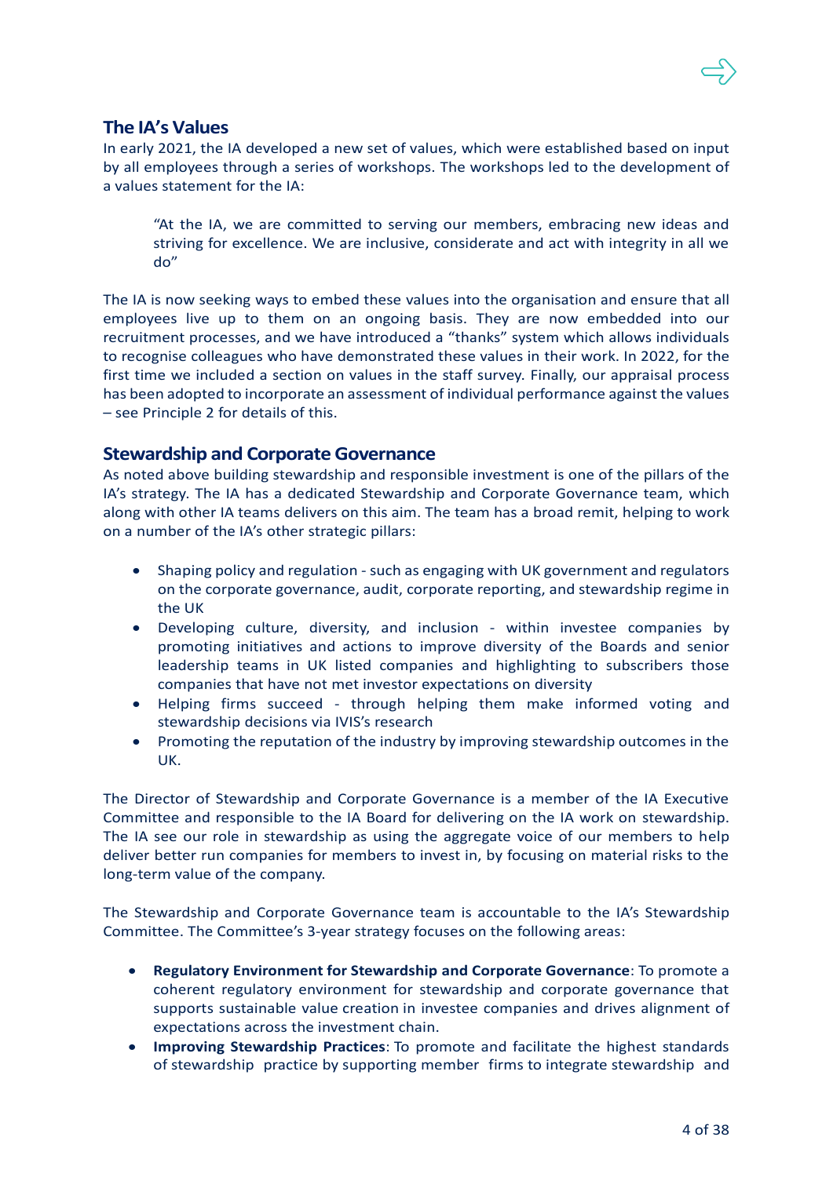## The IA's Values

In early 2021, the IA developed a new set of values, which were established based on input by all employees through a series of workshops. The workshops led to the development of a values statement for the IA:

> "At the IA, we are committed to serving our members, embracing new ideas and striving for excellence. We are inclusive, considerate and act with integrity in all we do"

The IA is now seeking ways to embed these values into the organisation and ensure that all employees live up to them on an ongoing basis. They are now embedded into our recruitment processes, and we have introduced a "thanks" system which allows individuals to recognise colleagues who have demonstrated these values in their work. In 2022, for the first time we included a section on values in the staff survey. Finally, our appraisal process has been adopted to incorporate an assessment of individual performance against the values – see Principle 2 for details of this.

## Stewardship and Corporate Governance

As noted above building stewardship and responsible investment is one of the pillars of the IA's strategy. The IA has a dedicated Stewardship and Corporate Governance team, which along with other IA teams delivers on this aim. The team has a broad remit, helping to work on a number of the IA's other strategic pillars:

- Shaping policy and regulation - such as engaging with UK government and regulators on the corporate governance, audit, corporate reporting, and stewardship regime in the UK
- Developing culture, diversity, and inclusion - within investee companies by promoting initiatives and actions to improve diversity of the Boards and senior leadership teams in UK listed companies and highlighting to subscribers those companies that have not met investor expectations on diversity
- Helping firms succeed - through helping them make informed voting and stewardship decisions via IVIS's research
- Promoting the reputation of the industry by improving stewardship outcomes in the UK.

The Director of Stewardship and Corporate Governance is a member of the IA Executive Committee and responsible to the IA Board for delivering on the IA work on stewardship. The IA see our role in stewardship as using the aggregate voice of our members to help deliver better run companies for members to invest in, by focusing on material risks to the long-term value of the company.

The Stewardship and Corporate Governance team is accountable to the IA's Stewardship Committee. The Committee's 3-year strategy focuses on the following areas:

- **Regulatory Environment for Stewardship and Corporate Governance**: To promote a coherent regulatory environment for stewardship and corporate governance that supports sustainable value creation in investee companies and drives alignment of expectations across the investment chain.
- **Improving Stewardship Practices**: To promote and facilitate the highest standards of stewardship practice by supporting member firms to integrate stewardship and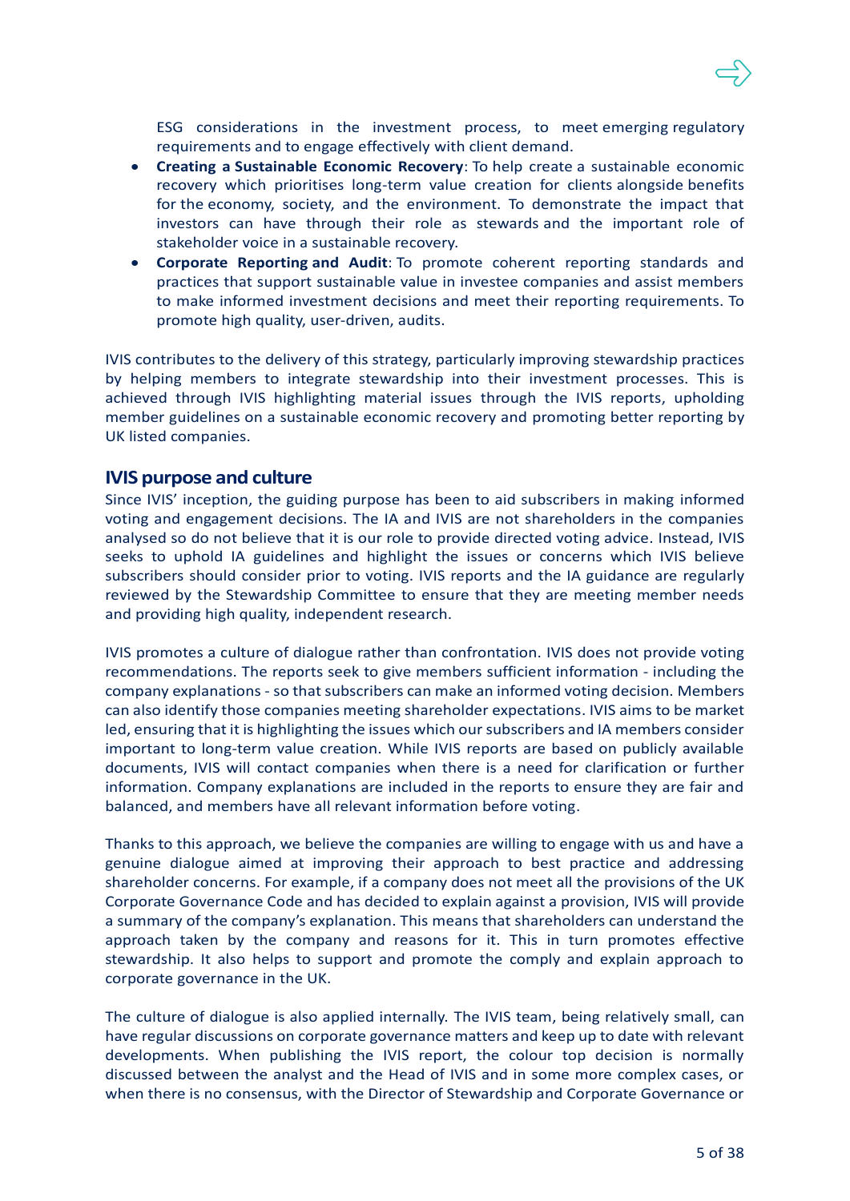ESG considerations in the investment process, to meet emerging regulatory requirements and to engage effectively with client demand.

- **Creating a Sustainable Economic Recovery**: To help create a sustainable economic recovery which prioritises long-term value creation for clients alongside benefits for the economy, society, and the environment. To demonstrate the impact that investors can have through their role as stewards and the important role of stakeholder voice in a sustainable recovery.
- **Corporate Reporting and Audit**: To promote coherent reporting standards and practices that support sustainable value in investee companies and assist members to make informed investment decisions and meet their reporting requirements. To promote high quality, user-driven, audits.

IVIS contributes to the delivery of this strategy, particularly improving stewardship practices by helping members to integrate stewardship into their investment processes. This is achieved through IVIS highlighting material issues through the IVIS reports, upholding member guidelines on a sustainable economic recovery and promoting better reporting by UK listed companies.

## IVIS purpose and culture

Since IVIS' inception, the guiding purpose has been to aid subscribers in making informed voting and engagement decisions. The IA and IVIS are not shareholders in the companies analysed so do not believe that it is our role to provide directed voting advice. Instead, IVIS seeks to uphold IA guidelines and highlight the issues or concerns which IVIS believe subscribers should consider prior to voting. IVIS reports and the IA guidance are regularly reviewed by the Stewardship Committee to ensure that they are meeting member needs and providing high quality, independent research.

IVIS promotes a culture of dialogue rather than confrontation. IVIS does not provide voting recommendations. The reports seek to give members sufficient information - including the company explanations - so that subscribers can make an informed voting decision. Members can also identify those companies meeting shareholder expectations. IVIS aims to be market led, ensuring that it is highlighting the issues which our subscribers and IA members consider important to long-term value creation. While IVIS reports are based on publicly available documents, IVIS will contact companies when there is a need for clarification or further information. Company explanations are included in the reports to ensure they are fair and balanced, and members have all relevant information before voting.

Thanks to this approach, we believe the companies are willing to engage with us and have a genuine dialogue aimed at improving their approach to best practice and addressing shareholder concerns. For example, if a company does not meet all the provisions of the UK Corporate Governance Code and has decided to explain against a provision, IVIS will provide a summary of the company's explanation. This means that shareholders can understand the approach taken by the company and reasons for it. This in turn promotes effective stewardship. It also helps to support and promote the comply and explain approach to corporate governance in the UK.

The culture of dialogue is also applied internally. The IVIS team, being relatively small, can have regular discussions on corporate governance matters and keep up to date with relevant developments. When publishing the IVIS report, the colour top decision is normally discussed between the analyst and the Head of IVIS and in some more complex cases, or when there is no consensus, with the Director of Stewardship and Corporate Governance or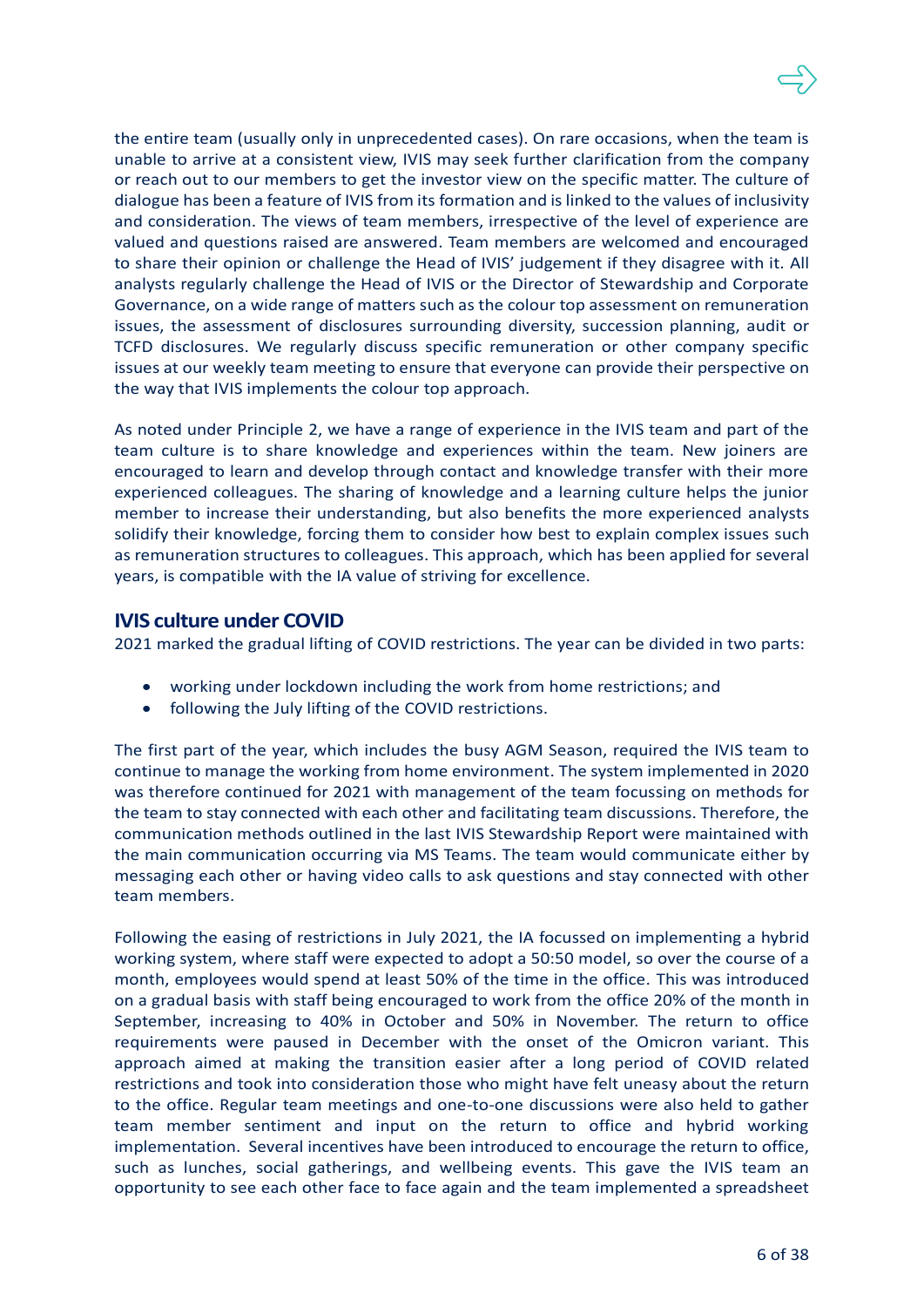the entire team (usually only in unprecedented cases). On rare occasions, when the team is unable to arrive at a consistent view, IVIS may seek further clarification from the company or reach out to our members to get the investor view on the specific matter. The culture of dialogue has been a feature of IVIS from its formation and is linked to the values of inclusivity and consideration. The views of team members, irrespective of the level of experience are valued and questions raised are answered. Team members are welcomed and encouraged to share their opinion or challenge the Head of IVIS' judgement if they disagree with it. All analysts regularly challenge the Head of IVIS or the Director of Stewardship and Corporate Governance, on a wide range of matters such as the colour top assessment on remuneration issues, the assessment of disclosures surrounding diversity, succession planning, audit or TCFD disclosures. We regularly discuss specific remuneration or other company specific issues at our weekly team meeting to ensure that everyone can provide their perspective on the way that IVIS implements the colour top approach.

As noted under Principle 2, we have a range of experience in the IVIS team and part of the team culture is to share knowledge and experiences within the team. New joiners are encouraged to learn and develop through contact and knowledge transfer with their more experienced colleagues. The sharing of knowledge and a learning culture helps the junior member to increase their understanding, but also benefits the more experienced analysts solidify their knowledge, forcing them to consider how best to explain complex issues such as remuneration structures to colleagues. This approach, which has been applied for several years, is compatible with the IA value of striving for excellence.

## IVIS culture under COVID

2021 marked the gradual lifting of COVID restrictions. The year can be divided in two parts:

- working under lockdown including the work from home restrictions; and
- following the July lifting of the COVID restrictions.

The first part of the year, which includes the busy AGM Season, required the IVIS team to continue to manage the working from home environment. The system implemented in 2020 was therefore continued for 2021 with management of the team focussing on methods for the team to stay connected with each other and facilitating team discussions. Therefore, the communication methods outlined in the last IVIS Stewardship Report were maintained with the main communication occurring via MS Teams. The team would communicate either by messaging each other or having video calls to ask questions and stay connected with other team members.

Following the easing of restrictions in July 2021, the IA focussed on implementing a hybrid working system, where staff were expected to adopt a 50:50 model, so over the course of a month, employees would spend at least 50% of the time in the office. This was introduced on a gradual basis with staff being encouraged to work from the office 20% of the month in September, increasing to 40% in October and 50% in November. The return to office requirements were paused in December with the onset of the Omicron variant. This approach aimed at making the transition easier after a long period of COVID related restrictions and took into consideration those who might have felt uneasy about the return to the office. Regular team meetings and one-to-one discussions were also held to gather team member sentiment and input on the return to office and hybrid working implementation. Several incentives have been introduced to encourage the return to office, such as lunches, social gatherings, and wellbeing events. This gave the IVIS team an opportunity to see each other face to face again and the team implemented a spreadsheet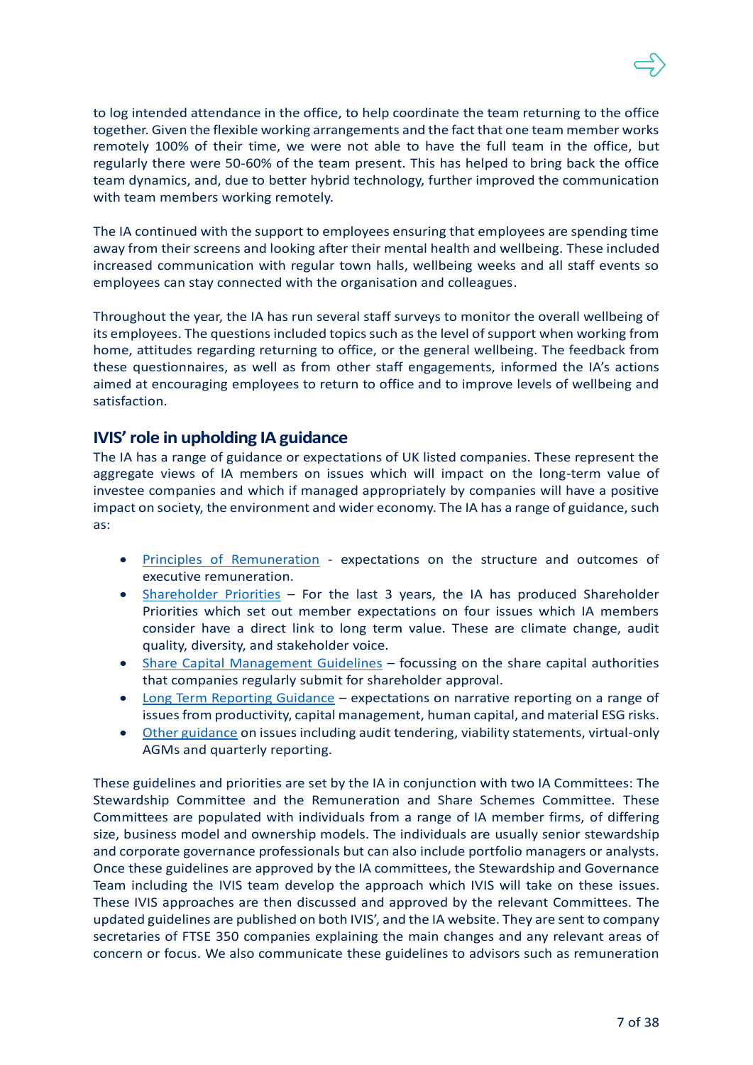to log intended attendance in the office, to help coordinate the team returning to the office together. Given the flexible working arrangements and the fact that one team member works remotely 100% of their time, we were not able to have the full team in the office, but regularly there were 50-60% of the team present. This has helped to bring back the office team dynamics, and, due to better hybrid technology, further improved the communication with team members working remotely.

The IA continued with the support to employees ensuring that employees are spending time away from their screens and looking after their mental health and wellbeing. These included increased communication with regular town halls, wellbeing weeks and all staff events so employees can stay connected with the organisation and colleagues.

Throughout the year, the IA has run several staff surveys to monitor the overall wellbeing of its employees. The questions included topics such as the level of support when working from home, attitudes regarding returning to office, or the general wellbeing. The feedback from these questionnaires, as well as from other staff engagements, informed the IA's actions aimed at encouraging employees to return to office and to improve levels of wellbeing and satisfaction.

## IVIS' role in upholding IA guidance

The IA has a range of guidance or expectations of UK listed companies. These represent the aggregate views of IA members on issues which will impact on the long-term value of investee companies and which if managed appropriately by companies will have a positive impact on society, the environment and wider economy. The IA has a range of guidance, such as:

- Principles of Remuneration - expectations on the structure and outcomes of executive remuneration.
- Shareholder Priorities – For the last 3 years, the IA has produced Shareholder Priorities which set out member expectations on four issues which IA members consider have a direct link to long term value. These are climate change, audit quality, diversity, and stakeholder voice.
- Share Capital Management Guidelines – focussing on the share capital authorities that companies regularly submit for shareholder approval.
- Long Term Reporting Guidance – expectations on narrative reporting on a range of issues from productivity, capital management, human capital, and material ESG risks.
- Other guidance on issues including audit tendering, viability statements, virtual-only AGMs and quarterly reporting.

These guidelines and priorities are set by the IA in conjunction with two IA Committees: The Stewardship Committee and the Remuneration and Share Schemes Committee. These Committees are populated with individuals from a range of IA member firms, of differing size, business model and ownership models. The individuals are usually senior stewardship and corporate governance professionals but can also include portfolio managers or analysts. Once these guidelines are approved by the IA committees, the Stewardship and Governance Team including the IVIS team develop the approach which IVIS will take on these issues. These IVIS approaches are then discussed and approved by the relevant Committees. The updated guidelines are published on both IVIS', and the IA website. They are sent to company secretaries of FTSE 350 companies explaining the main changes and any relevant areas of concern or focus. We also communicate these guidelines to advisors such as remuneration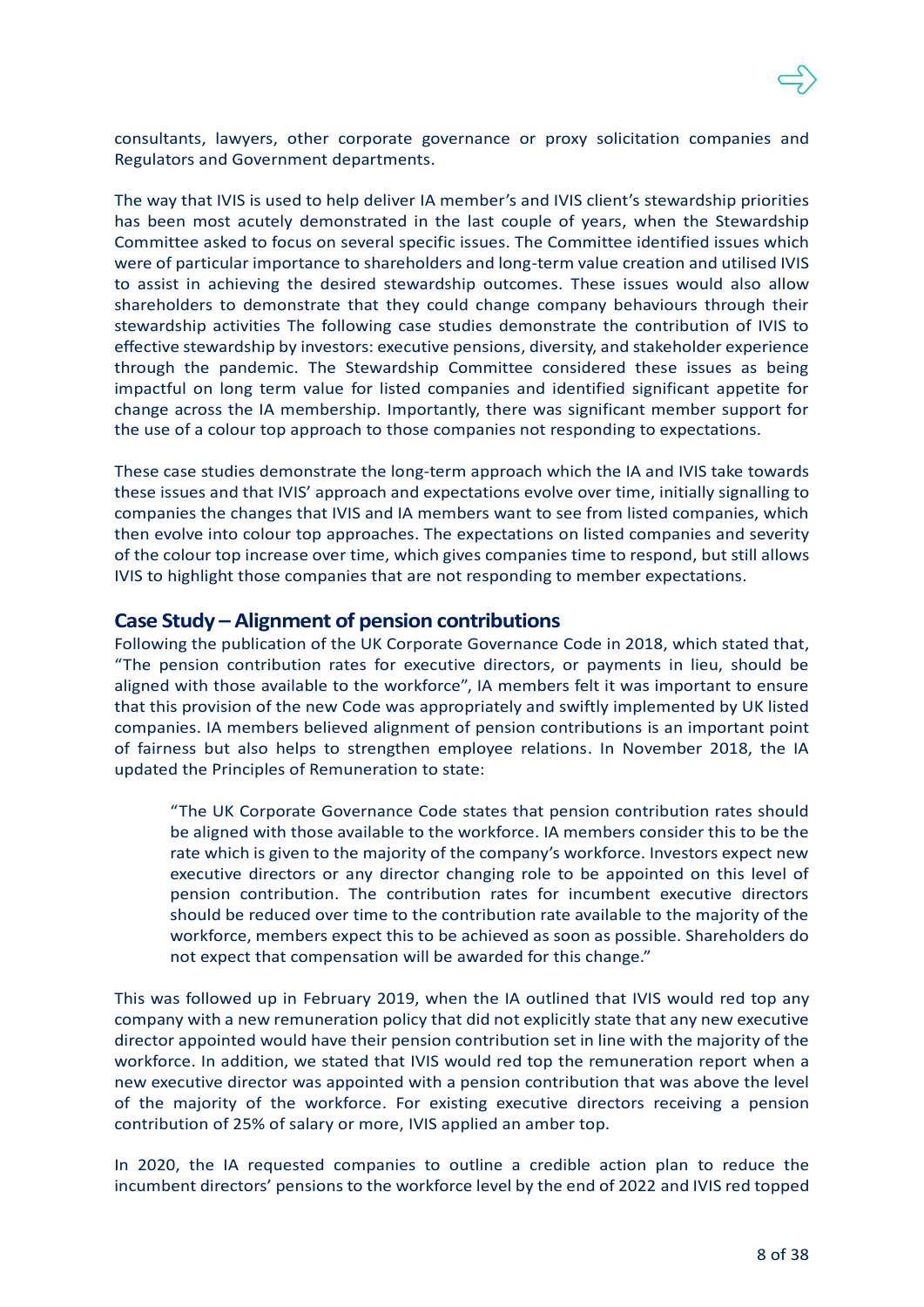consultants, lawyers, other corporate governance or proxy solicitation companies and Regulators and Government departments.

The way that IVIS is used to help deliver IA member's and IVIS client's stewardship priorities has been most acutely demonstrated in the last couple of years, when the Stewardship Committee asked to focus on several specific issues. The Committee identified issues which were of particular importance to shareholders and long-term value creation and utilised IVIS to assist in achieving the desired stewardship outcomes. These issues would also allow shareholders to demonstrate that they could change company behaviours through their stewardship activities The following case studies demonstrate the contribution of IVIS to effective stewardship by investors: executive pensions, diversity, and stakeholder experience through the pandemic. The Stewardship Committee considered these issues as being impactful on long term value for listed companies and identified significant appetite for change across the IA membership. Importantly, there was significant member support for the use of a colour top approach to those companies not responding to expectations.

These case studies demonstrate the long-term approach which the IA and IVIS take towards these issues and that IVIS' approach and expectations evolve over time, initially signalling to companies the changes that IVIS and IA members want to see from listed companies, which then evolve into colour top approaches. The expectations on listed companies and severity of the colour top increase over time, which gives companies time to respond, but still allows IVIS to highlight those companies that are not responding to member expectations.

## Case Study – Alignment of pension contributions

Following the publication of the UK Corporate Governance Code in 2018, which stated that, "The pension contribution rates for executive directors, or payments in lieu, should be aligned with those available to the workforce", IA members felt it was important to ensure that this provision of the new Code was appropriately and swiftly implemented by UK listed companies. IA members believed alignment of pension contributions is an important point of fairness but also helps to strengthen employee relations. In November 2018, the IA updated the Principles of Remuneration to state:

> "The UK Corporate Governance Code states that pension contribution rates should be aligned with those available to the workforce. IA members consider this to be the rate which is given to the majority of the company's workforce. Investors expect new executive directors or any director changing role to be appointed on this level of pension contribution. The contribution rates for incumbent executive directors should be reduced over time to the contribution rate available to the majority of the workforce, members expect this to be achieved as soon as possible. Shareholders do not expect that compensation will be awarded for this change."

This was followed up in February 2019, when the IA outlined that IVIS would red top any company with a new remuneration policy that did not explicitly state that any new executive director appointed would have their pension contribution set in line with the majority of the workforce. In addition, we stated that IVIS would red top the remuneration report when a new executive director was appointed with a pension contribution that was above the level of the majority of the workforce. For existing executive directors receiving a pension contribution of 25% of salary or more, IVIS applied an amber top.

In 2020, the IA requested companies to outline a credible action plan to reduce the incumbent directors' pensions to the workforce level by the end of 2022 and IVIS red topped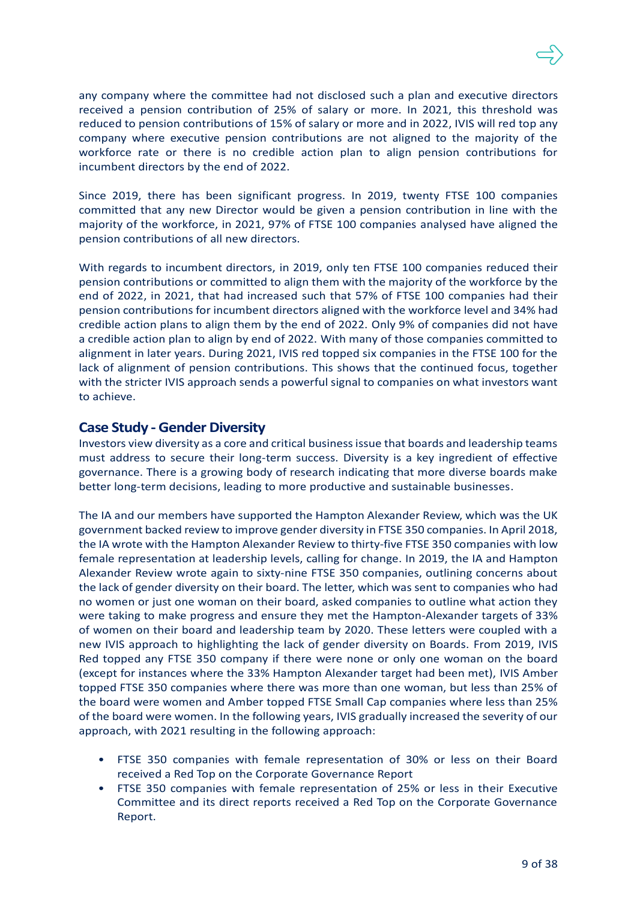any company where the committee had not disclosed such a plan and executive directors received a pension contribution of 25% of salary or more. In 2021, this threshold was reduced to pension contributions of 15% of salary or more and in 2022, IVIS will red top any company where executive pension contributions are not aligned to the majority of the workforce rate or there is no credible action plan to align pension contributions for incumbent directors by the end of 2022.

Since 2019, there has been significant progress. In 2019, twenty FTSE 100 companies committed that any new Director would be given a pension contribution in line with the majority of the workforce, in 2021, 97% of FTSE 100 companies analysed have aligned the pension contributions of all new directors.

With regards to incumbent directors, in 2019, only ten FTSE 100 companies reduced their pension contributions or committed to align them with the majority of the workforce by the end of 2022, in 2021, that had increased such that 57% of FTSE 100 companies had their pension contributions for incumbent directors aligned with the workforce level and 34% had credible action plans to align them by the end of 2022. Only 9% of companies did not have a credible action plan to align by end of 2022. With many of those companies committed to alignment in later years. During 2021, IVIS red topped six companies in the FTSE 100 for the lack of alignment of pension contributions. This shows that the continued focus, together with the stricter IVIS approach sends a powerful signal to companies on what investors want to achieve.

## Case Study - Gender Diversity

Investors view diversity as a core and critical business issue that boards and leadership teams must address to secure their long-term success. Diversity is a key ingredient of effective governance. There is a growing body of research indicating that more diverse boards make better long-term decisions, leading to more productive and sustainable businesses.

The IA and our members have supported the Hampton Alexander Review, which was the UK government backed review to improve gender diversity in FTSE 350 companies. In April 2018, the IA wrote with the Hampton Alexander Review to thirty-five FTSE 350 companies with low female representation at leadership levels, calling for change. In 2019, the IA and Hampton Alexander Review wrote again to sixty-nine FTSE 350 companies, outlining concerns about the lack of gender diversity on their board. The letter, which was sent to companies who had no women or just one woman on their board, asked companies to outline what action they were taking to make progress and ensure they met the Hampton-Alexander targets of 33% of women on their board and leadership team by 2020. These letters were coupled with a new IVIS approach to highlighting the lack of gender diversity on Boards. From 2019, IVIS Red topped any FTSE 350 company if there were none or only one woman on the board (except for instances where the 33% Hampton Alexander target had been met), IVIS Amber topped FTSE 350 companies where there was more than one woman, but less than 25% of the board were women and Amber topped FTSE Small Cap companies where less than 25% of the board were women. In the following years, IVIS gradually increased the severity of our approach, with 2021 resulting in the following approach:

- FTSE 350 companies with female representation of 30% or less on their Board received a Red Top on the Corporate Governance Report
- FTSE 350 companies with female representation of 25% or less in their Executive Committee and its direct reports received a Red Top on the Corporate Governance Report.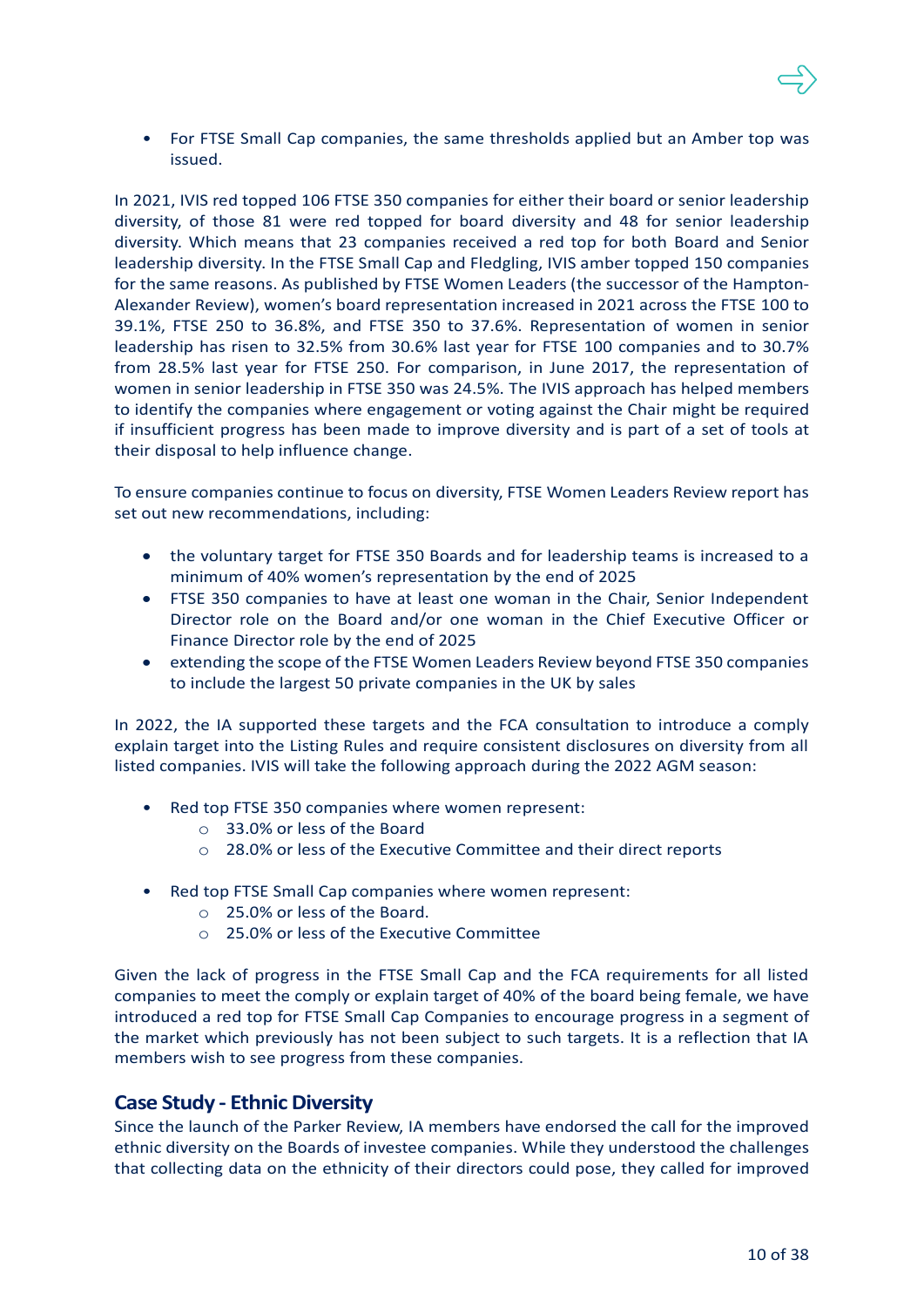- For FTSE Small Cap companies, the same thresholds applied but an Amber top was issued.

In 2021, IVIS red topped 106 FTSE 350 companies for either their board or senior leadership diversity, of those 81 were red topped for board diversity and 48 for senior leadership diversity. Which means that 23 companies received a red top for both Board and Senior leadership diversity. In the FTSE Small Cap and Fledgling, IVIS amber topped 150 companies for the same reasons. As published by FTSE Women Leaders (the successor of the Hampton-Alexander Review), women's board representation increased in 2021 across the FTSE 100 to 39.1%, FTSE 250 to 36.8%, and FTSE 350 to 37.6%. Representation of women in senior leadership has risen to 32.5% from 30.6% last year for FTSE 100 companies and to 30.7% from 28.5% last year for FTSE 250. For comparison, in June 2017, the representation of women in senior leadership in FTSE 350 was 24.5%. The IVIS approach has helped members to identify the companies where engagement or voting against the Chair might be required if insufficient progress has been made to improve diversity and is part of a set of tools at their disposal to help influence change.

To ensure companies continue to focus on diversity, FTSE Women Leaders Review report has set out new recommendations, including:

- the voluntary target for FTSE 350 Boards and for leadership teams is increased to a minimum of 40% women's representation by the end of 2025
- FTSE 350 companies to have at least one woman in the Chair, Senior Independent Director role on the Board and/or one woman in the Chief Executive Officer or Finance Director role by the end of 2025
- extending the scope of the FTSE Women Leaders Review beyond FTSE 350 companies to include the largest 50 private companies in the UK by sales

In 2022, the IA supported these targets and the FCA consultation to introduce a comply explain target into the Listing Rules and require consistent disclosures on diversity from all listed companies. IVIS will take the following approach during the 2022 AGM season:

- Red top FTSE 350 companies where women represent:
  - 33.0% or less of the Board
  - 28.0% or less of the Executive Committee and their direct reports

- Red top FTSE Small Cap companies where women represent:
  - 25.0% or less of the Board.
  - 25.0% or less of the Executive Committee

Given the lack of progress in the FTSE Small Cap and the FCA requirements for all listed companies to meet the comply or explain target of 40% of the board being female, we have introduced a red top for FTSE Small Cap Companies to encourage progress in a segment of the market which previously has not been subject to such targets. It is a reflection that IA members wish to see progress from these companies.

## Case Study - Ethnic Diversity

Since the launch of the Parker Review, IA members have endorsed the call for the improved ethnic diversity on the Boards of investee companies. While they understood the challenges that collecting data on the ethnicity of their directors could pose, they called for improved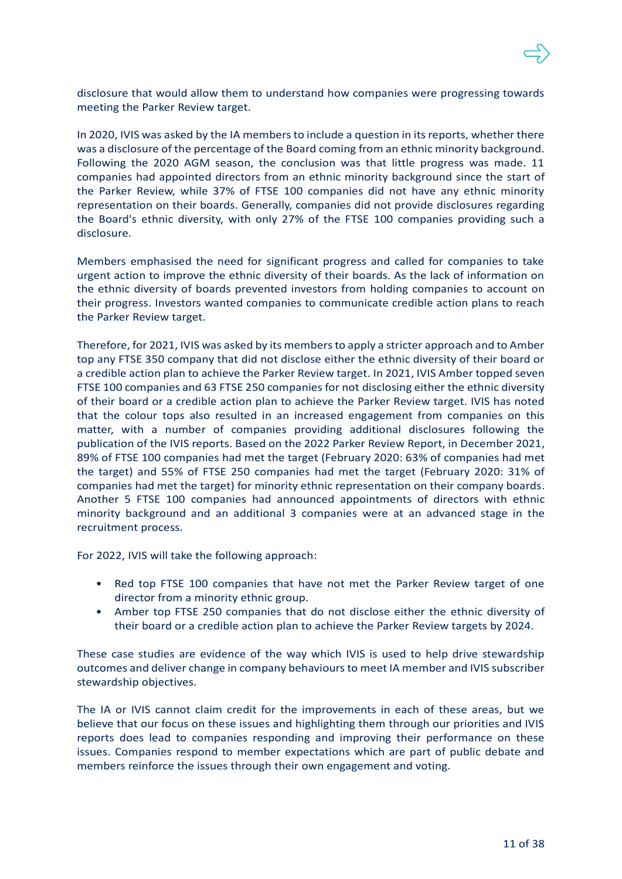disclosure that would allow them to understand how companies were progressing towards meeting the Parker Review target.

In 2020, IVIS was asked by the IA members to include a question in its reports, whether there was a disclosure of the percentage of the Board coming from an ethnic minority background. Following the 2020 AGM season, the conclusion was that little progress was made. 11 companies had appointed directors from an ethnic minority background since the start of the Parker Review, while 37% of FTSE 100 companies did not have any ethnic minority representation on their boards. Generally, companies did not provide disclosures regarding the Board's ethnic diversity, with only 27% of the FTSE 100 companies providing such a disclosure.

Members emphasised the need for significant progress and called for companies to take urgent action to improve the ethnic diversity of their boards. As the lack of information on the ethnic diversity of boards prevented investors from holding companies to account on their progress. Investors wanted companies to communicate credible action plans to reach the Parker Review target.

Therefore, for 2021, IVIS was asked by its members to apply a stricter approach and to Amber top any FTSE 350 company that did not disclose either the ethnic diversity of their board or a credible action plan to achieve the Parker Review target. In 2021, IVIS Amber topped seven FTSE 100 companies and 63 FTSE 250 companies for not disclosing either the ethnic diversity of their board or a credible action plan to achieve the Parker Review target. IVIS has noted that the colour tops also resulted in an increased engagement from companies on this matter, with a number of companies providing additional disclosures following the publication of the IVIS reports. Based on the 2022 Parker Review Report, in December 2021, 89% of FTSE 100 companies had met the target (February 2020: 63% of companies had met the target) and 55% of FTSE 250 companies had met the target (February 2020: 31% of companies had met the target) for minority ethnic representation on their company boards. Another 5 FTSE 100 companies had announced appointments of directors with ethnic minority background and an additional 3 companies were at an advanced stage in the recruitment process.

For 2022, IVIS will take the following approach:

- Red top FTSE 100 companies that have not met the Parker Review target of one director from a minority ethnic group.
- Amber top FTSE 250 companies that do not disclose either the ethnic diversity of their board or a credible action plan to achieve the Parker Review targets by 2024.

These case studies are evidence of the way which IVIS is used to help drive stewardship outcomes and deliver change in company behaviours to meet IA member and IVIS subscriber stewardship objectives.

The IA or IVIS cannot claim credit for the improvements in each of these areas, but we believe that our focus on these issues and highlighting them through our priorities and IVIS reports does lead to companies responding and improving their performance on these issues. Companies respond to member expectations which are part of public debate and members reinforce the issues through their own engagement and voting.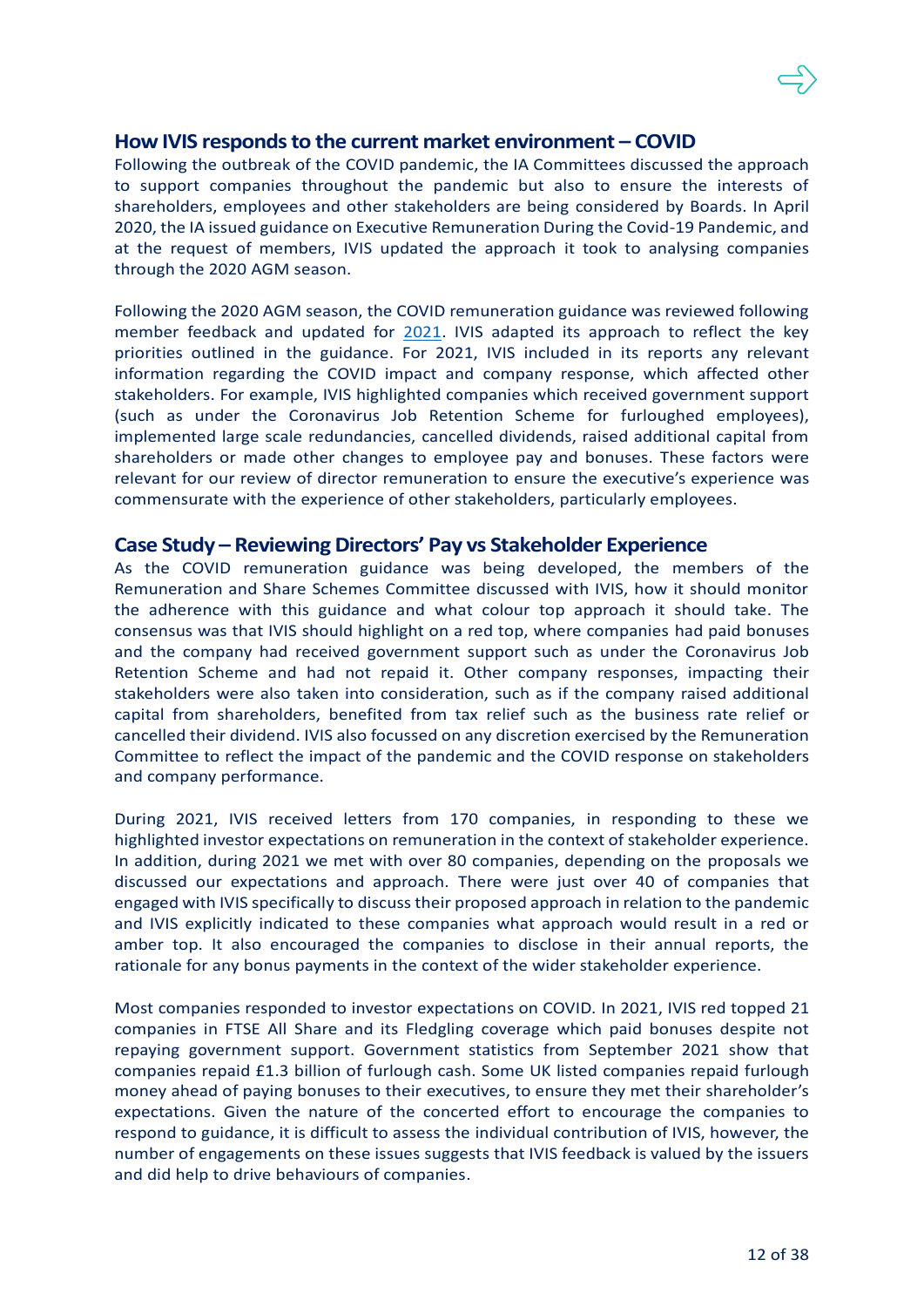## How IVIS responds to the current market environment – COVID

Following the outbreak of the COVID pandemic, the IA Committees discussed the approach to support companies throughout the pandemic but also to ensure the interests of shareholders, employees and other stakeholders are being considered by Boards. In April 2020, the IA issued guidance on Executive Remuneration During the Covid-19 Pandemic, and at the request of members, IVIS updated the approach it took to analysing companies through the 2020 AGM season.

Following the 2020 AGM season, the COVID remuneration guidance was reviewed following member feedback and updated for 2021. IVIS adapted its approach to reflect the key priorities outlined in the guidance. For 2021, IVIS included in its reports any relevant information regarding the COVID impact and company response, which affected other stakeholders. For example, IVIS highlighted companies which received government support (such as under the Coronavirus Job Retention Scheme for furloughed employees), implemented large scale redundancies, cancelled dividends, raised additional capital from shareholders or made other changes to employee pay and bonuses. These factors were relevant for our review of director remuneration to ensure the executive's experience was commensurate with the experience of other stakeholders, particularly employees.

## Case Study – Reviewing Directors' Pay vs Stakeholder Experience

As the COVID remuneration guidance was being developed, the members of the Remuneration and Share Schemes Committee discussed with IVIS, how it should monitor the adherence with this guidance and what colour top approach it should take. The consensus was that IVIS should highlight on a red top, where companies had paid bonuses and the company had received government support such as under the Coronavirus Job Retention Scheme and had not repaid it. Other company responses, impacting their stakeholders were also taken into consideration, such as if the company raised additional capital from shareholders, benefited from tax relief such as the business rate relief or cancelled their dividend. IVIS also focussed on any discretion exercised by the Remuneration Committee to reflect the impact of the pandemic and the COVID response on stakeholders and company performance.

During 2021, IVIS received letters from 170 companies, in responding to these we highlighted investor expectations on remuneration in the context of stakeholder experience. In addition, during 2021 we met with over 80 companies, depending on the proposals we discussed our expectations and approach. There were just over 40 of companies that engaged with IVIS specifically to discuss their proposed approach in relation to the pandemic and IVIS explicitly indicated to these companies what approach would result in a red or amber top. It also encouraged the companies to disclose in their annual reports, the rationale for any bonus payments in the context of the wider stakeholder experience.

Most companies responded to investor expectations on COVID. In 2021, IVIS red topped 21 companies in FTSE All Share and its Fledgling coverage which paid bonuses despite not repaying government support. Government statistics from September 2021 show that companies repaid £1.3 billion of furlough cash. Some UK listed companies repaid furlough money ahead of paying bonuses to their executives, to ensure they met their shareholder's expectations. Given the nature of the concerted effort to encourage the companies to respond to guidance, it is difficult to assess the individual contribution of IVIS, however, the number of engagements on these issues suggests that IVIS feedback is valued by the issuers and did help to drive behaviours of companies.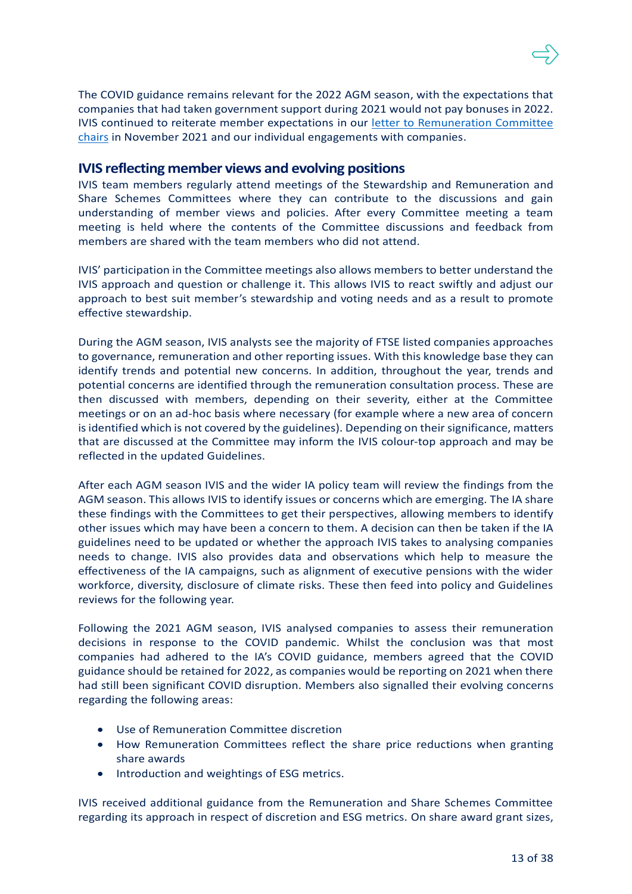The COVID guidance remains relevant for the 2022 AGM season, with the expectations that companies that had taken government support during 2021 would not pay bonuses in 2022. IVIS continued to reiterate member expectations in our [letter to Remuneration Committee chairs] in November 2021 and our individual engagements with companies.

## IVIS reflecting member views and evolving positions

IVIS team members regularly attend meetings of the Stewardship and Remuneration and Share Schemes Committees where they can contribute to the discussions and gain understanding of member views and policies. After every Committee meeting a team meeting is held where the contents of the Committee discussions and feedback from members are shared with the team members who did not attend.

IVIS' participation in the Committee meetings also allows members to better understand the IVIS approach and question or challenge it. This allows IVIS to react swiftly and adjust our approach to best suit member's stewardship and voting needs and as a result to promote effective stewardship.

During the AGM season, IVIS analysts see the majority of FTSE listed companies approaches to governance, remuneration and other reporting issues. With this knowledge base they can identify trends and potential new concerns. In addition, throughout the year, trends and potential concerns are identified through the remuneration consultation process. These are then discussed with members, depending on their severity, either at the Committee meetings or on an ad-hoc basis where necessary (for example where a new area of concern is identified which is not covered by the guidelines). Depending on their significance, matters that are discussed at the Committee may inform the IVIS colour-top approach and may be reflected in the updated Guidelines.

After each AGM season IVIS and the wider IA policy team will review the findings from the AGM season. This allows IVIS to identify issues or concerns which are emerging. The IA share these findings with the Committees to get their perspectives, allowing members to identify other issues which may have been a concern to them. A decision can then be taken if the IA guidelines need to be updated or whether the approach IVIS takes to analysing companies needs to change. IVIS also provides data and observations which help to measure the effectiveness of the IA campaigns, such as alignment of executive pensions with the wider workforce, diversity, disclosure of climate risks. These then feed into policy and Guidelines reviews for the following year.

Following the 2021 AGM season, IVIS analysed companies to assess their remuneration decisions in response to the COVID pandemic. Whilst the conclusion was that most companies had adhered to the IA's COVID guidance, members agreed that the COVID guidance should be retained for 2022, as companies would be reporting on 2021 when there had still been significant COVID disruption. Members also signalled their evolving concerns regarding the following areas:

- Use of Remuneration Committee discretion
- How Remuneration Committees reflect the share price reductions when granting share awards
- Introduction and weightings of ESG metrics.

IVIS received additional guidance from the Remuneration and Share Schemes Committee regarding its approach in respect of discretion and ESG metrics. On share award grant sizes,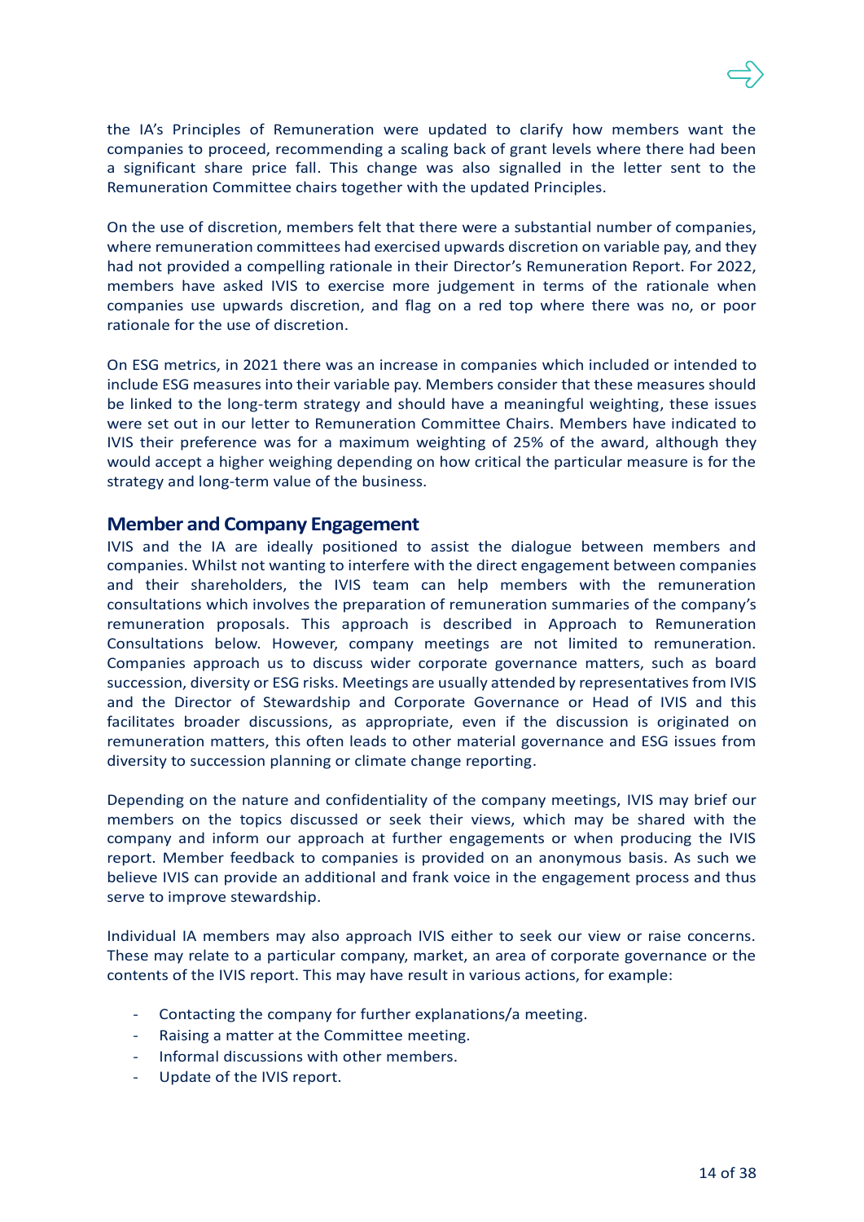the IA's Principles of Remuneration were updated to clarify how members want the companies to proceed, recommending a scaling back of grant levels where there had been a significant share price fall. This change was also signalled in the letter sent to the Remuneration Committee chairs together with the updated Principles.

On the use of discretion, members felt that there were a substantial number of companies, where remuneration committees had exercised upwards discretion on variable pay, and they had not provided a compelling rationale in their Director's Remuneration Report. For 2022, members have asked IVIS to exercise more judgement in terms of the rationale when companies use upwards discretion, and flag on a red top where there was no, or poor rationale for the use of discretion.

On ESG metrics, in 2021 there was an increase in companies which included or intended to include ESG measures into their variable pay. Members consider that these measures should be linked to the long-term strategy and should have a meaningful weighting, these issues were set out in our letter to Remuneration Committee Chairs. Members have indicated to IVIS their preference was for a maximum weighting of 25% of the award, although they would accept a higher weighing depending on how critical the particular measure is for the strategy and long-term value of the business.

## Member and Company Engagement

IVIS and the IA are ideally positioned to assist the dialogue between members and companies. Whilst not wanting to interfere with the direct engagement between companies and their shareholders, the IVIS team can help members with the remuneration consultations which involves the preparation of remuneration summaries of the company's remuneration proposals. This approach is described in Approach to Remuneration Consultations below. However, company meetings are not limited to remuneration. Companies approach us to discuss wider corporate governance matters, such as board succession, diversity or ESG risks. Meetings are usually attended by representatives from IVIS and the Director of Stewardship and Corporate Governance or Head of IVIS and this facilitates broader discussions, as appropriate, even if the discussion is originated on remuneration matters, this often leads to other material governance and ESG issues from diversity to succession planning or climate change reporting.

Depending on the nature and confidentiality of the company meetings, IVIS may brief our members on the topics discussed or seek their views, which may be shared with the company and inform our approach at further engagements or when producing the IVIS report. Member feedback to companies is provided on an anonymous basis. As such we believe IVIS can provide an additional and frank voice in the engagement process and thus serve to improve stewardship.

Individual IA members may also approach IVIS either to seek our view or raise concerns. These may relate to a particular company, market, an area of corporate governance or the contents of the IVIS report. This may have result in various actions, for example:

- Contacting the company for further explanations/a meeting.
- Raising a matter at the Committee meeting.
- Informal discussions with other members.
- Update of the IVIS report.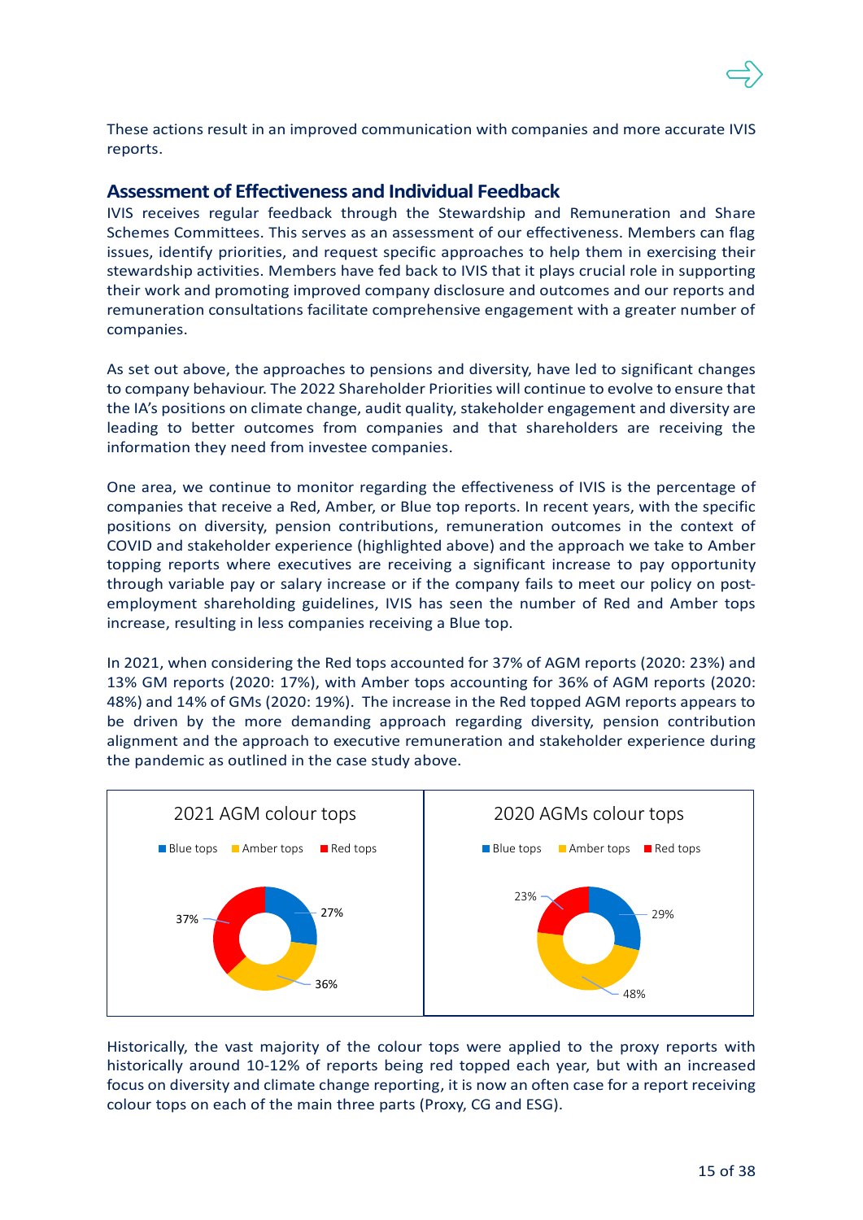These actions result in an improved communication with companies and more accurate IVIS reports.

## Assessment of Effectiveness and Individual Feedback

IVIS receives regular feedback through the Stewardship and Remuneration and Share Schemes Committees. This serves as an assessment of our effectiveness. Members can flag issues, identify priorities, and request specific approaches to help them in exercising their stewardship activities. Members have fed back to IVIS that it plays crucial role in supporting their work and promoting improved company disclosure and outcomes and our reports and remuneration consultations facilitate comprehensive engagement with a greater number of companies.

As set out above, the approaches to pensions and diversity, have led to significant changes to company behaviour. The 2022 Shareholder Priorities will continue to evolve to ensure that the IA's positions on climate change, audit quality, stakeholder engagement and diversity are leading to better outcomes from companies and that shareholders are receiving the information they need from investee companies.

One area, we continue to monitor regarding the effectiveness of IVIS is the percentage of companies that receive a Red, Amber, or Blue top reports. In recent years, with the specific positions on diversity, pension contributions, remuneration outcomes in the context of COVID and stakeholder experience (highlighted above) and the approach we take to Amber topping reports where executives are receiving a significant increase to pay opportunity through variable pay or salary increase or if the company fails to meet our policy on post-employment shareholding guidelines, IVIS has seen the number of Red and Amber tops increase, resulting in less companies receiving a Blue top.

In 2021, when considering the Red tops accounted for 37% of AGM reports (2020: 23%) and 13% GM reports (2020: 17%), with Amber tops accounting for 36% of AGM reports (2020: 48%) and 14% of GMs (2020: 19%). The increase in the Red topped AGM reports appears to be driven by the more demanding approach regarding diversity, pension contribution alignment and the approach to executive remuneration and stakeholder experience during the pandemic as outlined in the case study above.

**2021 AGM colour tops**

| Colour | Share |
|---|---|
| Blue tops | 27% |
| Amber tops | 36% |
| Red tops | 37% |

**2020 AGMs colour tops**

| Colour | Share |
|---|---|
| Blue tops | 29% |
| Amber tops | 48% |
| Red tops | 23% |

Historically, the vast majority of the colour tops were applied to the proxy reports with historically around 10-12% of reports being red topped each year, but with an increased focus on diversity and climate change reporting, it is now an often case for a report receiving colour tops on each of the main three parts (Proxy, CG and ESG).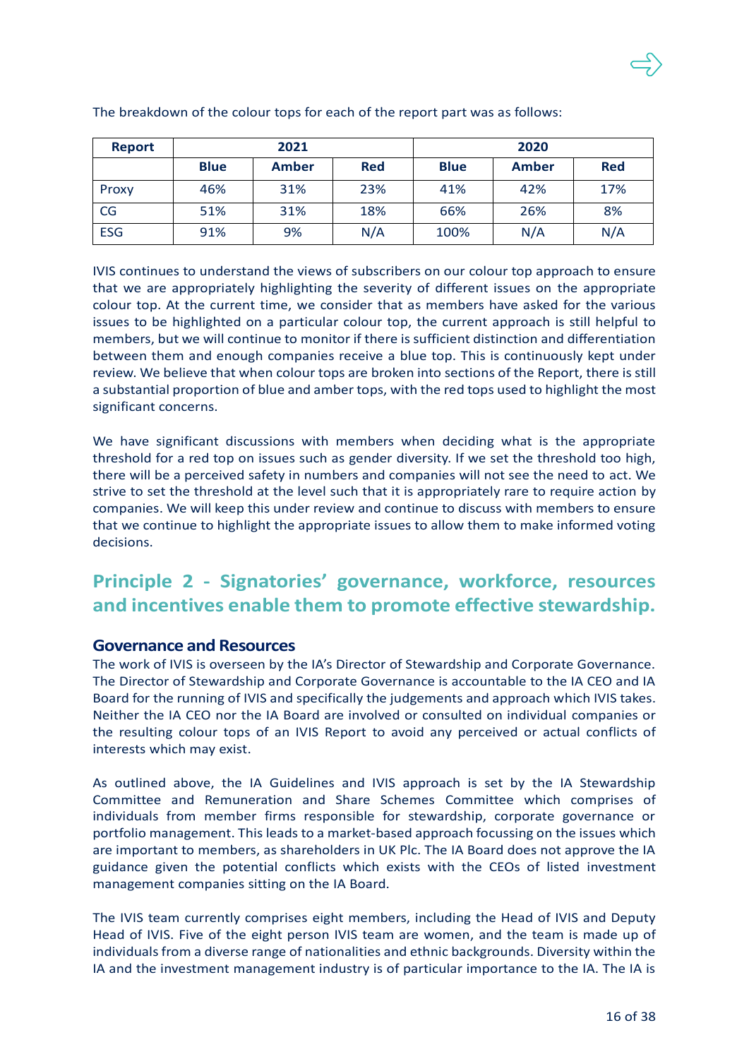The breakdown of the colour tops for each of the report part was as follows:

| Report | 2021 | | | 2020 | | |
|---|---|---|---|---|---|---|
| | Blue | Amber | Red | Blue | Amber | Red |
| Proxy | 46% | 31% | 23% | 41% | 42% | 17% |
| CG | 51% | 31% | 18% | 66% | 26% | 8% |
| ESG | 91% | 9% | N/A | 100% | N/A | N/A |

IVIS continues to understand the views of subscribers on our colour top approach to ensure that we are appropriately highlighting the severity of different issues on the appropriate colour top. At the current time, we consider that as members have asked for the various issues to be highlighted on a particular colour top, the current approach is still helpful to members, but we will continue to monitor if there is sufficient distinction and differentiation between them and enough companies receive a blue top. This is continuously kept under review. We believe that when colour tops are broken into sections of the Report, there is still a substantial proportion of blue and amber tops, with the red tops used to highlight the most significant concerns.

We have significant discussions with members when deciding what is the appropriate threshold for a red top on issues such as gender diversity. If we set the threshold too high, there will be a perceived safety in numbers and companies will not see the need to act. We strive to set the threshold at the level such that it is appropriately rare to require action by companies. We will keep this under review and continue to discuss with members to ensure that we continue to highlight the appropriate issues to allow them to make informed voting decisions.

## Principle 2 - Signatories' governance, workforce, resources and incentives enable them to promote effective stewardship.

### Governance and Resources

The work of IVIS is overseen by the IA's Director of Stewardship and Corporate Governance. The Director of Stewardship and Corporate Governance is accountable to the IA CEO and IA Board for the running of IVIS and specifically the judgements and approach which IVIS takes. Neither the IA CEO nor the IA Board are involved or consulted on individual companies or the resulting colour tops of an IVIS Report to avoid any perceived or actual conflicts of interests which may exist.

As outlined above, the IA Guidelines and IVIS approach is set by the IA Stewardship Committee and Remuneration and Share Schemes Committee which comprises of individuals from member firms responsible for stewardship, corporate governance or portfolio management. This leads to a market-based approach focussing on the issues which are important to members, as shareholders in UK Plc. The IA Board does not approve the IA guidance given the potential conflicts which exists with the CEOs of listed investment management companies sitting on the IA Board.

The IVIS team currently comprises eight members, including the Head of IVIS and Deputy Head of IVIS. Five of the eight person IVIS team are women, and the team is made up of individuals from a diverse range of nationalities and ethnic backgrounds. Diversity within the IA and the investment management industry is of particular importance to the IA. The IA is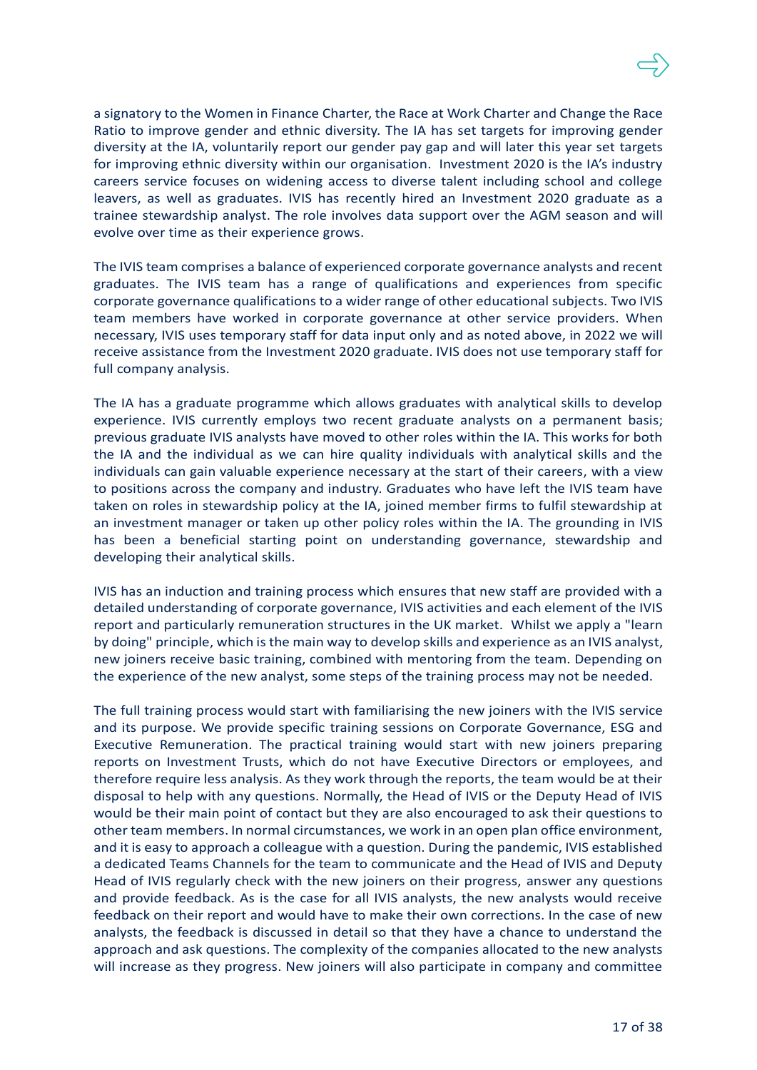a signatory to the Women in Finance Charter, the Race at Work Charter and Change the Race Ratio to improve gender and ethnic diversity. The IA has set targets for improving gender diversity at the IA, voluntarily report our gender pay gap and will later this year set targets for improving ethnic diversity within our organisation. Investment 2020 is the IA's industry careers service focuses on widening access to diverse talent including school and college leavers, as well as graduates. IVIS has recently hired an Investment 2020 graduate as a trainee stewardship analyst. The role involves data support over the AGM season and will evolve over time as their experience grows.

The IVIS team comprises a balance of experienced corporate governance analysts and recent graduates. The IVIS team has a range of qualifications and experiences from specific corporate governance qualifications to a wider range of other educational subjects. Two IVIS team members have worked in corporate governance at other service providers. When necessary, IVIS uses temporary staff for data input only and as noted above, in 2022 we will receive assistance from the Investment 2020 graduate. IVIS does not use temporary staff for full company analysis.

The IA has a graduate programme which allows graduates with analytical skills to develop experience. IVIS currently employs two recent graduate analysts on a permanent basis; previous graduate IVIS analysts have moved to other roles within the IA. This works for both the IA and the individual as we can hire quality individuals with analytical skills and the individuals can gain valuable experience necessary at the start of their careers, with a view to positions across the company and industry. Graduates who have left the IVIS team have taken on roles in stewardship policy at the IA, joined member firms to fulfil stewardship at an investment manager or taken up other policy roles within the IA. The grounding in IVIS has been a beneficial starting point on understanding governance, stewardship and developing their analytical skills.

IVIS has an induction and training process which ensures that new staff are provided with a detailed understanding of corporate governance, IVIS activities and each element of the IVIS report and particularly remuneration structures in the UK market. Whilst we apply a "learn by doing" principle, which is the main way to develop skills and experience as an IVIS analyst, new joiners receive basic training, combined with mentoring from the team. Depending on the experience of the new analyst, some steps of the training process may not be needed.

The full training process would start with familiarising the new joiners with the IVIS service and its purpose. We provide specific training sessions on Corporate Governance, ESG and Executive Remuneration. The practical training would start with new joiners preparing reports on Investment Trusts, which do not have Executive Directors or employees, and therefore require less analysis. As they work through the reports, the team would be at their disposal to help with any questions. Normally, the Head of IVIS or the Deputy Head of IVIS would be their main point of contact but they are also encouraged to ask their questions to other team members. In normal circumstances, we work in an open plan office environment, and it is easy to approach a colleague with a question. During the pandemic, IVIS established a dedicated Teams Channels for the team to communicate and the Head of IVIS and Deputy Head of IVIS regularly check with the new joiners on their progress, answer any questions and provide feedback. As is the case for all IVIS analysts, the new analysts would receive feedback on their report and would have to make their own corrections. In the case of new analysts, the feedback is discussed in detail so that they have a chance to understand the approach and ask questions. The complexity of the companies allocated to the new analysts will increase as they progress. New joiners will also participate in company and committee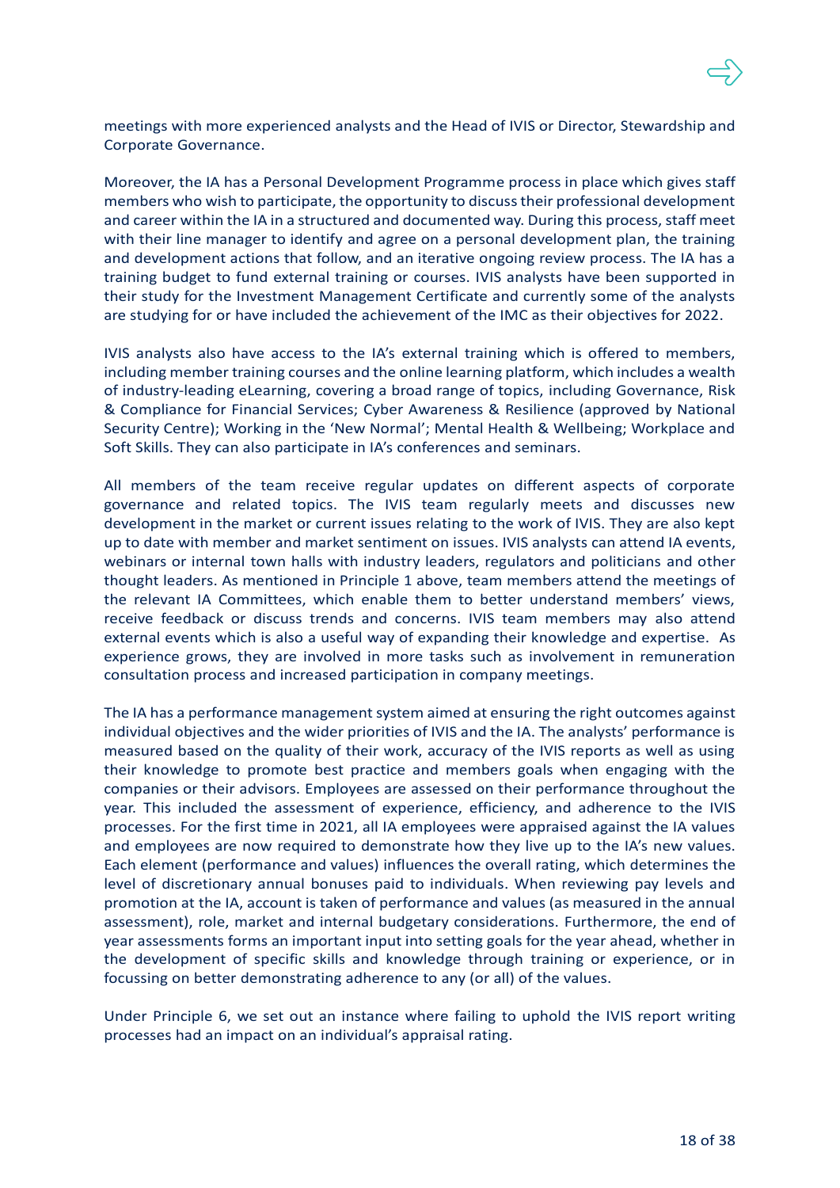meetings with more experienced analysts and the Head of IVIS or Director, Stewardship and Corporate Governance.

Moreover, the IA has a Personal Development Programme process in place which gives staff members who wish to participate, the opportunity to discuss their professional development and career within the IA in a structured and documented way. During this process, staff meet with their line manager to identify and agree on a personal development plan, the training and development actions that follow, and an iterative ongoing review process. The IA has a training budget to fund external training or courses. IVIS analysts have been supported in their study for the Investment Management Certificate and currently some of the analysts are studying for or have included the achievement of the IMC as their objectives for 2022.

IVIS analysts also have access to the IA's external training which is offered to members, including member training courses and the online learning platform, which includes a wealth of industry-leading eLearning, covering a broad range of topics, including Governance, Risk & Compliance for Financial Services; Cyber Awareness & Resilience (approved by National Security Centre); Working in the 'New Normal'; Mental Health & Wellbeing; Workplace and Soft Skills. They can also participate in IA's conferences and seminars.

All members of the team receive regular updates on different aspects of corporate governance and related topics. The IVIS team regularly meets and discusses new development in the market or current issues relating to the work of IVIS. They are also kept up to date with member and market sentiment on issues. IVIS analysts can attend IA events, webinars or internal town halls with industry leaders, regulators and politicians and other thought leaders. As mentioned in Principle 1 above, team members attend the meetings of the relevant IA Committees, which enable them to better understand members' views, receive feedback or discuss trends and concerns. IVIS team members may also attend external events which is also a useful way of expanding their knowledge and expertise. As experience grows, they are involved in more tasks such as involvement in remuneration consultation process and increased participation in company meetings.

The IA has a performance management system aimed at ensuring the right outcomes against individual objectives and the wider priorities of IVIS and the IA. The analysts' performance is measured based on the quality of their work, accuracy of the IVIS reports as well as using their knowledge to promote best practice and members goals when engaging with the companies or their advisors. Employees are assessed on their performance throughout the year. This included the assessment of experience, efficiency, and adherence to the IVIS processes. For the first time in 2021, all IA employees were appraised against the IA values and employees are now required to demonstrate how they live up to the IA's new values. Each element (performance and values) influences the overall rating, which determines the level of discretionary annual bonuses paid to individuals. When reviewing pay levels and promotion at the IA, account is taken of performance and values (as measured in the annual assessment), role, market and internal budgetary considerations. Furthermore, the end of year assessments forms an important input into setting goals for the year ahead, whether in the development of specific skills and knowledge through training or experience, or in focussing on better demonstrating adherence to any (or all) of the values.

Under Principle 6, we set out an instance where failing to uphold the IVIS report writing processes had an impact on an individual's appraisal rating.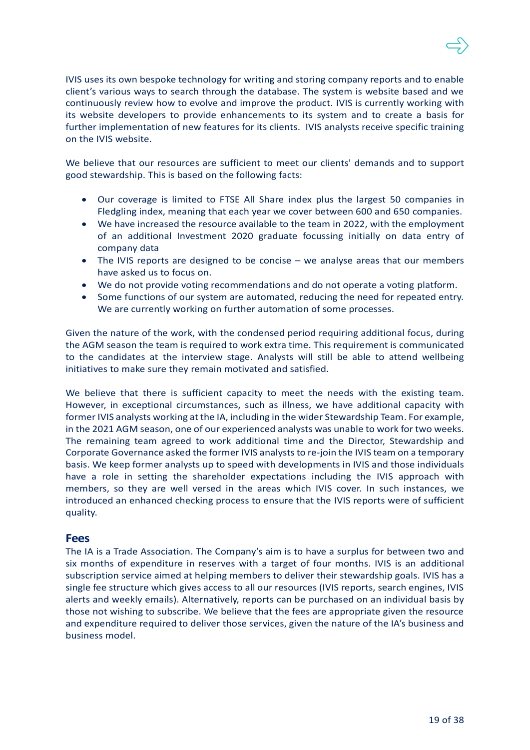IVIS uses its own bespoke technology for writing and storing company reports and to enable client's various ways to search through the database. The system is website based and we continuously review how to evolve and improve the product. IVIS is currently working with its website developers to provide enhancements to its system and to create a basis for further implementation of new features for its clients. IVIS analysts receive specific training on the IVIS website.

We believe that our resources are sufficient to meet our clients' demands and to support good stewardship. This is based on the following facts:

- Our coverage is limited to FTSE All Share index plus the largest 50 companies in Fledgling index, meaning that each year we cover between 600 and 650 companies.
- We have increased the resource available to the team in 2022, with the employment of an additional Investment 2020 graduate focussing initially on data entry of company data
- The IVIS reports are designed to be concise – we analyse areas that our members have asked us to focus on.
- We do not provide voting recommendations and do not operate a voting platform.
- Some functions of our system are automated, reducing the need for repeated entry. We are currently working on further automation of some processes.

Given the nature of the work, with the condensed period requiring additional focus, during the AGM season the team is required to work extra time. This requirement is communicated to the candidates at the interview stage. Analysts will still be able to attend wellbeing initiatives to make sure they remain motivated and satisfied.

We believe that there is sufficient capacity to meet the needs with the existing team. However, in exceptional circumstances, such as illness, we have additional capacity with former IVIS analysts working at the IA, including in the wider Stewardship Team. For example, in the 2021 AGM season, one of our experienced analysts was unable to work for two weeks. The remaining team agreed to work additional time and the Director, Stewardship and Corporate Governance asked the former IVIS analysts to re-join the IVIS team on a temporary basis. We keep former analysts up to speed with developments in IVIS and those individuals have a role in setting the shareholder expectations including the IVIS approach with members, so they are well versed in the areas which IVIS cover. In such instances, we introduced an enhanced checking process to ensure that the IVIS reports were of sufficient quality.

## Fees

The IA is a Trade Association. The Company's aim is to have a surplus for between two and six months of expenditure in reserves with a target of four months. IVIS is an additional subscription service aimed at helping members to deliver their stewardship goals. IVIS has a single fee structure which gives access to all our resources (IVIS reports, search engines, IVIS alerts and weekly emails). Alternatively, reports can be purchased on an individual basis by those not wishing to subscribe. We believe that the fees are appropriate given the resource and expenditure required to deliver those services, given the nature of the IA's business and business model.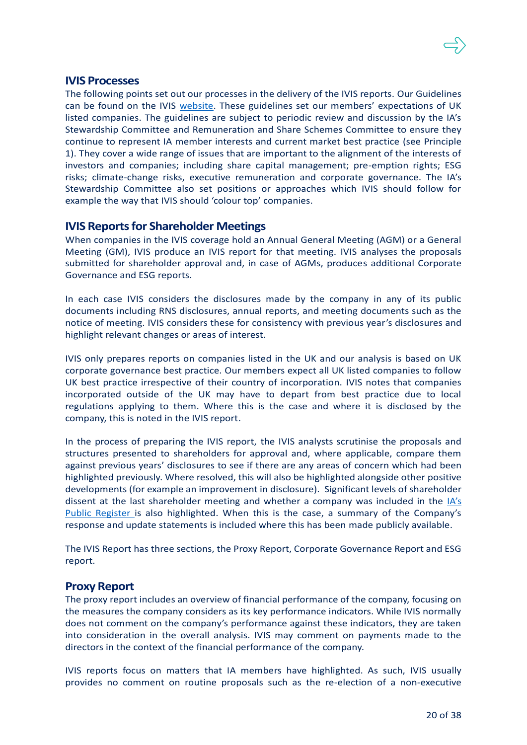## IVIS Processes

The following points set out our processes in the delivery of the IVIS reports. Our Guidelines can be found on the IVIS website. These guidelines set our members' expectations of UK listed companies. The guidelines are subject to periodic review and discussion by the IA's Stewardship Committee and Remuneration and Share Schemes Committee to ensure they continue to represent IA member interests and current market best practice (see Principle 1). They cover a wide range of issues that are important to the alignment of the interests of investors and companies; including share capital management; pre-emption rights; ESG risks; climate-change risks, executive remuneration and corporate governance. The IA's Stewardship Committee also set positions or approaches which IVIS should follow for example the way that IVIS should 'colour top' companies.

## IVIS Reports for Shareholder Meetings

When companies in the IVIS coverage hold an Annual General Meeting (AGM) or a General Meeting (GM), IVIS produce an IVIS report for that meeting. IVIS analyses the proposals submitted for shareholder approval and, in case of AGMs, produces additional Corporate Governance and ESG reports.

In each case IVIS considers the disclosures made by the company in any of its public documents including RNS disclosures, annual reports, and meeting documents such as the notice of meeting. IVIS considers these for consistency with previous year's disclosures and highlight relevant changes or areas of interest.

IVIS only prepares reports on companies listed in the UK and our analysis is based on UK corporate governance best practice. Our members expect all UK listed companies to follow UK best practice irrespective of their country of incorporation. IVIS notes that companies incorporated outside of the UK may have to depart from best practice due to local regulations applying to them. Where this is the case and where it is disclosed by the company, this is noted in the IVIS report.

In the process of preparing the IVIS report, the IVIS analysts scrutinise the proposals and structures presented to shareholders for approval and, where applicable, compare them against previous years' disclosures to see if there are any areas of concern which had been highlighted previously. Where resolved, this will also be highlighted alongside other positive developments (for example an improvement in disclosure). Significant levels of shareholder dissent at the last shareholder meeting and whether a company was included in the IA's Public Register is also highlighted. When this is the case, a summary of the Company's response and update statements is included where this has been made publicly available.

The IVIS Report has three sections, the Proxy Report, Corporate Governance Report and ESG report.

## Proxy Report

The proxy report includes an overview of financial performance of the company, focusing on the measures the company considers as its key performance indicators. While IVIS normally does not comment on the company's performance against these indicators, they are taken into consideration in the overall analysis. IVIS may comment on payments made to the directors in the context of the financial performance of the company.

IVIS reports focus on matters that IA members have highlighted. As such, IVIS usually provides no comment on routine proposals such as the re-election of a non-executive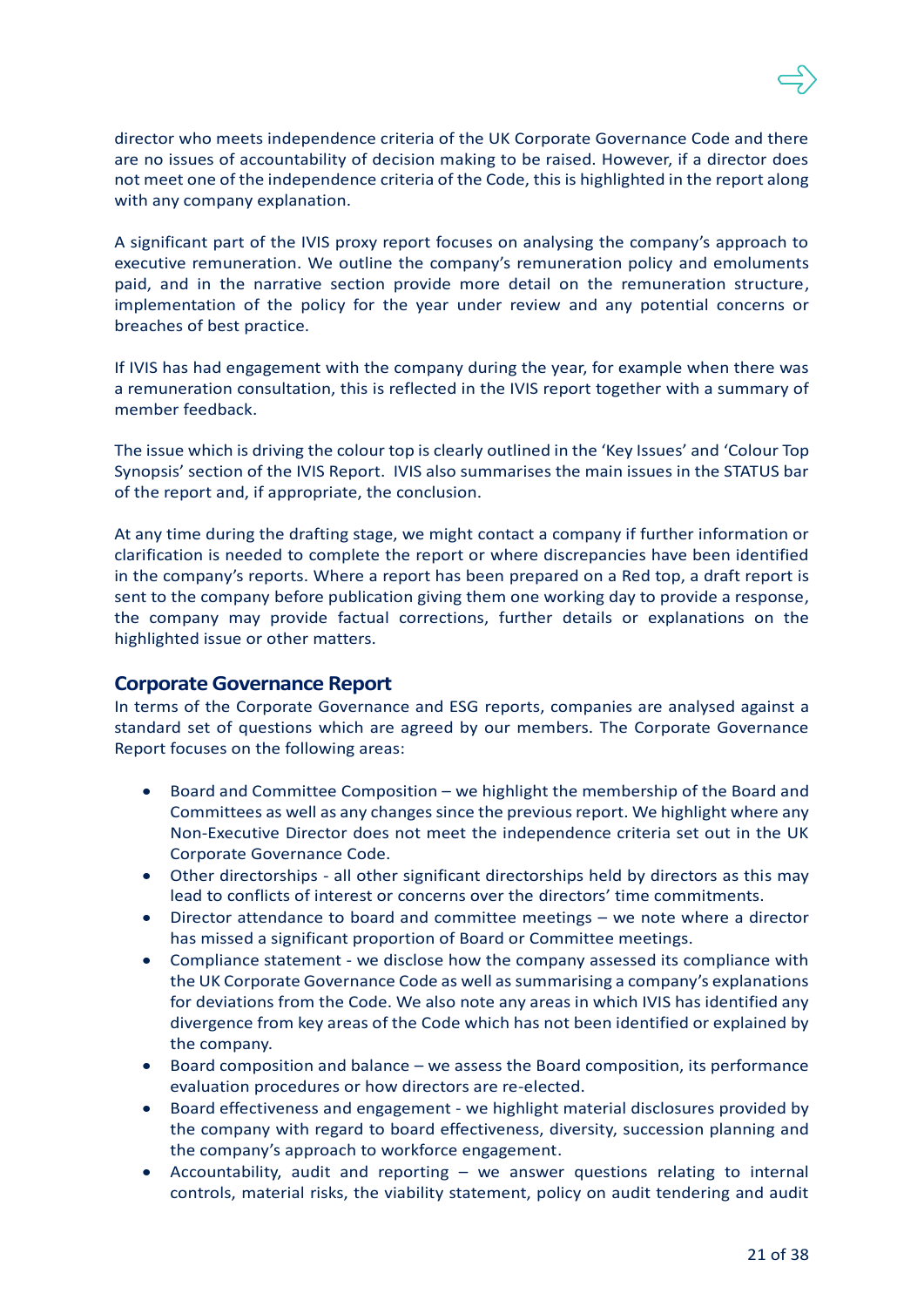director who meets independence criteria of the UK Corporate Governance Code and there are no issues of accountability of decision making to be raised. However, if a director does not meet one of the independence criteria of the Code, this is highlighted in the report along with any company explanation.

A significant part of the IVIS proxy report focuses on analysing the company's approach to executive remuneration. We outline the company's remuneration policy and emoluments paid, and in the narrative section provide more detail on the remuneration structure, implementation of the policy for the year under review and any potential concerns or breaches of best practice.

If IVIS has had engagement with the company during the year, for example when there was a remuneration consultation, this is reflected in the IVIS report together with a summary of member feedback.

The issue which is driving the colour top is clearly outlined in the 'Key Issues' and 'Colour Top Synopsis' section of the IVIS Report. IVIS also summarises the main issues in the STATUS bar of the report and, if appropriate, the conclusion.

At any time during the drafting stage, we might contact a company if further information or clarification is needed to complete the report or where discrepancies have been identified in the company's reports. Where a report has been prepared on a Red top, a draft report is sent to the company before publication giving them one working day to provide a response, the company may provide factual corrections, further details or explanations on the highlighted issue or other matters.

## Corporate Governance Report

In terms of the Corporate Governance and ESG reports, companies are analysed against a standard set of questions which are agreed by our members. The Corporate Governance Report focuses on the following areas:

- Board and Committee Composition – we highlight the membership of the Board and Committees as well as any changes since the previous report. We highlight where any Non-Executive Director does not meet the independence criteria set out in the UK Corporate Governance Code.
- Other directorships - all other significant directorships held by directors as this may lead to conflicts of interest or concerns over the directors' time commitments.
- Director attendance to board and committee meetings – we note where a director has missed a significant proportion of Board or Committee meetings.
- Compliance statement - we disclose how the company assessed its compliance with the UK Corporate Governance Code as well as summarising a company's explanations for deviations from the Code. We also note any areas in which IVIS has identified any divergence from key areas of the Code which has not been identified or explained by the company.
- Board composition and balance – we assess the Board composition, its performance evaluation procedures or how directors are re-elected.
- Board effectiveness and engagement - we highlight material disclosures provided by the company with regard to board effectiveness, diversity, succession planning and the company's approach to workforce engagement.
- Accountability, audit and reporting – we answer questions relating to internal controls, material risks, the viability statement, policy on audit tendering and audit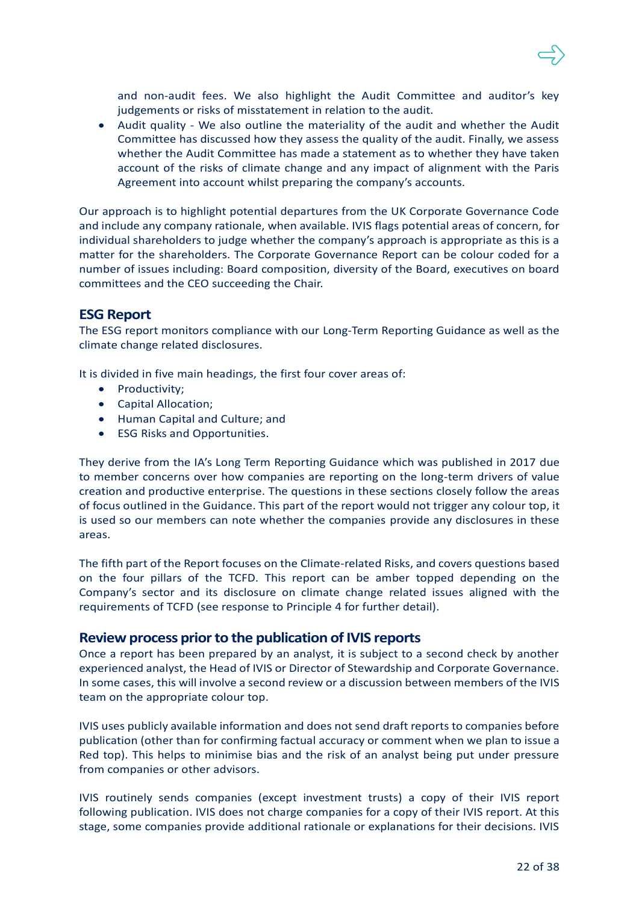and non-audit fees. We also highlight the Audit Committee and auditor's key judgements or risks of misstatement in relation to the audit.
- Audit quality - We also outline the materiality of the audit and whether the Audit Committee has discussed how they assess the quality of the audit. Finally, we assess whether the Audit Committee has made a statement as to whether they have taken account of the risks of climate change and any impact of alignment with the Paris Agreement into account whilst preparing the company's accounts.

Our approach is to highlight potential departures from the UK Corporate Governance Code and include any company rationale, when available. IVIS flags potential areas of concern, for individual shareholders to judge whether the company's approach is appropriate as this is a matter for the shareholders. The Corporate Governance Report can be colour coded for a number of issues including: Board composition, diversity of the Board, executives on board committees and the CEO succeeding the Chair.

## ESG Report

The ESG report monitors compliance with our Long-Term Reporting Guidance as well as the climate change related disclosures.

It is divided in five main headings, the first four cover areas of:

- Productivity;
- Capital Allocation;
- Human Capital and Culture; and
- ESG Risks and Opportunities.

They derive from the IA's Long Term Reporting Guidance which was published in 2017 due to member concerns over how companies are reporting on the long-term drivers of value creation and productive enterprise. The questions in these sections closely follow the areas of focus outlined in the Guidance. This part of the report would not trigger any colour top, it is used so our members can note whether the companies provide any disclosures in these areas.

The fifth part of the Report focuses on the Climate-related Risks, and covers questions based on the four pillars of the TCFD. This report can be amber topped depending on the Company's sector and its disclosure on climate change related issues aligned with the requirements of TCFD (see response to Principle 4 for further detail).

## Review process prior to the publication of IVIS reports

Once a report has been prepared by an analyst, it is subject to a second check by another experienced analyst, the Head of IVIS or Director of Stewardship and Corporate Governance. In some cases, this will involve a second review or a discussion between members of the IVIS team on the appropriate colour top.

IVIS uses publicly available information and does not send draft reports to companies before publication (other than for confirming factual accuracy or comment when we plan to issue a Red top). This helps to minimise bias and the risk of an analyst being put under pressure from companies or other advisors.

IVIS routinely sends companies (except investment trusts) a copy of their IVIS report following publication. IVIS does not charge companies for a copy of their IVIS report. At this stage, some companies provide additional rationale or explanations for their decisions. IVIS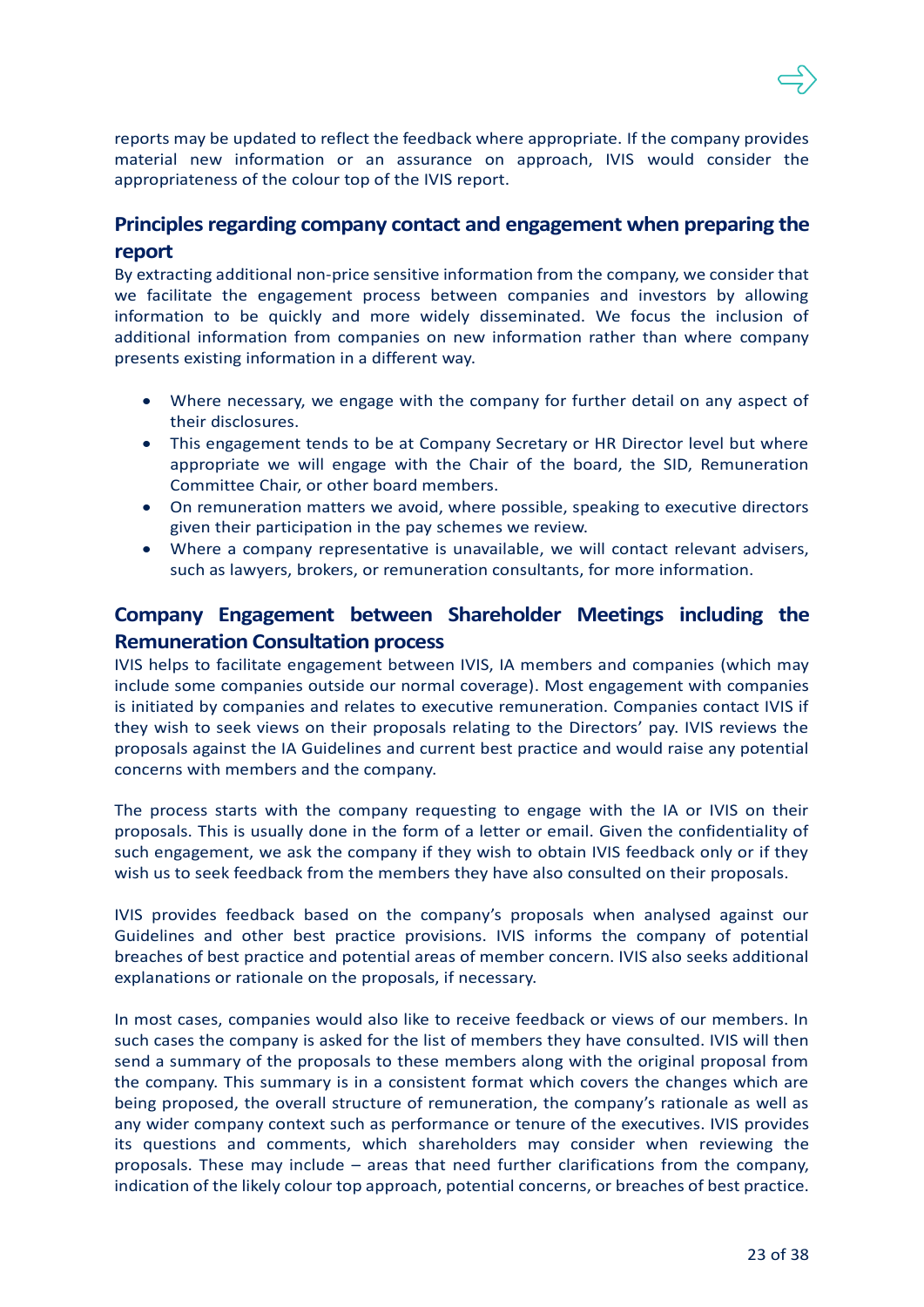reports may be updated to reflect the feedback where appropriate. If the company provides material new information or an assurance on approach, IVIS would consider the appropriateness of the colour top of the IVIS report.

## Principles regarding company contact and engagement when preparing the report

By extracting additional non-price sensitive information from the company, we consider that we facilitate the engagement process between companies and investors by allowing information to be quickly and more widely disseminated. We focus the inclusion of additional information from companies on new information rather than where company presents existing information in a different way.

- Where necessary, we engage with the company for further detail on any aspect of their disclosures.
- This engagement tends to be at Company Secretary or HR Director level but where appropriate we will engage with the Chair of the board, the SID, Remuneration Committee Chair, or other board members.
- On remuneration matters we avoid, where possible, speaking to executive directors given their participation in the pay schemes we review.
- Where a company representative is unavailable, we will contact relevant advisers, such as lawyers, brokers, or remuneration consultants, for more information.

## Company Engagement between Shareholder Meetings including the Remuneration Consultation process

IVIS helps to facilitate engagement between IVIS, IA members and companies (which may include some companies outside our normal coverage). Most engagement with companies is initiated by companies and relates to executive remuneration. Companies contact IVIS if they wish to seek views on their proposals relating to the Directors' pay. IVIS reviews the proposals against the IA Guidelines and current best practice and would raise any potential concerns with members and the company.

The process starts with the company requesting to engage with the IA or IVIS on their proposals. This is usually done in the form of a letter or email. Given the confidentiality of such engagement, we ask the company if they wish to obtain IVIS feedback only or if they wish us to seek feedback from the members they have also consulted on their proposals.

IVIS provides feedback based on the company's proposals when analysed against our Guidelines and other best practice provisions. IVIS informs the company of potential breaches of best practice and potential areas of member concern. IVIS also seeks additional explanations or rationale on the proposals, if necessary.

In most cases, companies would also like to receive feedback or views of our members. In such cases the company is asked for the list of members they have consulted. IVIS will then send a summary of the proposals to these members along with the original proposal from the company. This summary is in a consistent format which covers the changes which are being proposed, the overall structure of remuneration, the company's rationale as well as any wider company context such as performance or tenure of the executives. IVIS provides its questions and comments, which shareholders may consider when reviewing the proposals. These may include – areas that need further clarifications from the company, indication of the likely colour top approach, potential concerns, or breaches of best practice.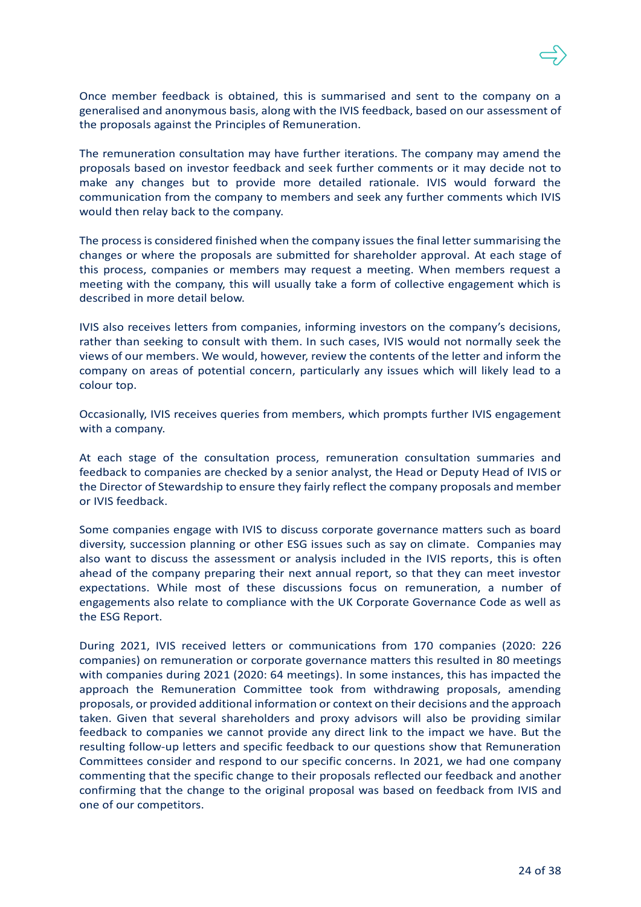Once member feedback is obtained, this is summarised and sent to the company on a generalised and anonymous basis, along with the IVIS feedback, based on our assessment of the proposals against the Principles of Remuneration.

The remuneration consultation may have further iterations. The company may amend the proposals based on investor feedback and seek further comments or it may decide not to make any changes but to provide more detailed rationale. IVIS would forward the communication from the company to members and seek any further comments which IVIS would then relay back to the company.

The process is considered finished when the company issues the final letter summarising the changes or where the proposals are submitted for shareholder approval. At each stage of this process, companies or members may request a meeting. When members request a meeting with the company, this will usually take a form of collective engagement which is described in more detail below.

IVIS also receives letters from companies, informing investors on the company's decisions, rather than seeking to consult with them. In such cases, IVIS would not normally seek the views of our members. We would, however, review the contents of the letter and inform the company on areas of potential concern, particularly any issues which will likely lead to a colour top.

Occasionally, IVIS receives queries from members, which prompts further IVIS engagement with a company.

At each stage of the consultation process, remuneration consultation summaries and feedback to companies are checked by a senior analyst, the Head or Deputy Head of IVIS or the Director of Stewardship to ensure they fairly reflect the company proposals and member or IVIS feedback.

Some companies engage with IVIS to discuss corporate governance matters such as board diversity, succession planning or other ESG issues such as say on climate. Companies may also want to discuss the assessment or analysis included in the IVIS reports, this is often ahead of the company preparing their next annual report, so that they can meet investor expectations. While most of these discussions focus on remuneration, a number of engagements also relate to compliance with the UK Corporate Governance Code as well as the ESG Report.

During 2021, IVIS received letters or communications from 170 companies (2020: 226 companies) on remuneration or corporate governance matters this resulted in 80 meetings with companies during 2021 (2020: 64 meetings). In some instances, this has impacted the approach the Remuneration Committee took from withdrawing proposals, amending proposals, or provided additional information or context on their decisions and the approach taken. Given that several shareholders and proxy advisors will also be providing similar feedback to companies we cannot provide any direct link to the impact we have. But the resulting follow-up letters and specific feedback to our questions show that Remuneration Committees consider and respond to our specific concerns. In 2021, we had one company commenting that the specific change to their proposals reflected our feedback and another confirming that the change to the original proposal was based on feedback from IVIS and one of our competitors.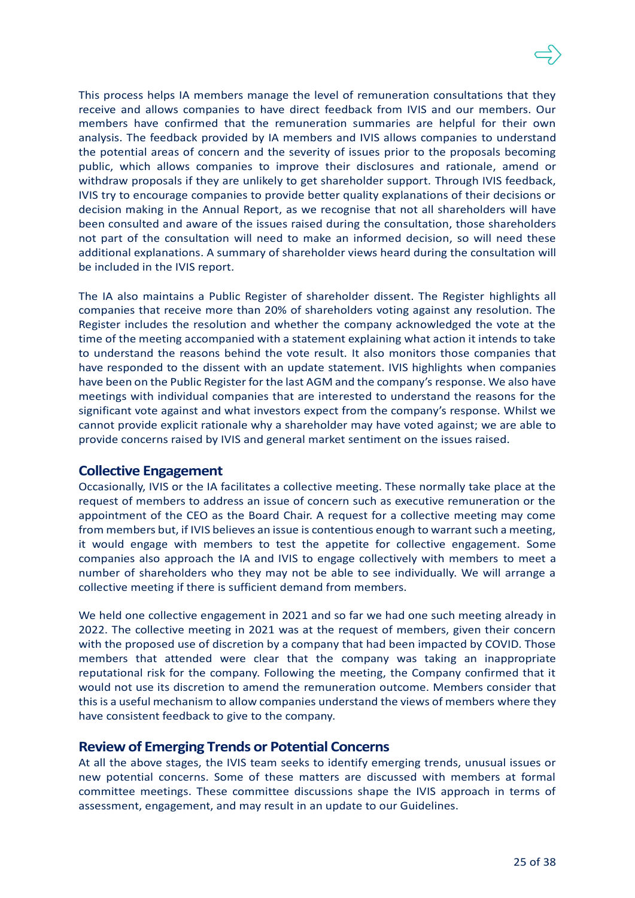This process helps IA members manage the level of remuneration consultations that they receive and allows companies to have direct feedback from IVIS and our members. Our members have confirmed that the remuneration summaries are helpful for their own analysis. The feedback provided by IA members and IVIS allows companies to understand the potential areas of concern and the severity of issues prior to the proposals becoming public, which allows companies to improve their disclosures and rationale, amend or withdraw proposals if they are unlikely to get shareholder support. Through IVIS feedback, IVIS try to encourage companies to provide better quality explanations of their decisions or decision making in the Annual Report, as we recognise that not all shareholders will have been consulted and aware of the issues raised during the consultation, those shareholders not part of the consultation will need to make an informed decision, so will need these additional explanations. A summary of shareholder views heard during the consultation will be included in the IVIS report.

The IA also maintains a Public Register of shareholder dissent. The Register highlights all companies that receive more than 20% of shareholders voting against any resolution. The Register includes the resolution and whether the company acknowledged the vote at the time of the meeting accompanied with a statement explaining what action it intends to take to understand the reasons behind the vote result. It also monitors those companies that have responded to the dissent with an update statement. IVIS highlights when companies have been on the Public Register for the last AGM and the company's response. We also have meetings with individual companies that are interested to understand the reasons for the significant vote against and what investors expect from the company's response. Whilst we cannot provide explicit rationale why a shareholder may have voted against; we are able to provide concerns raised by IVIS and general market sentiment on the issues raised.

## Collective Engagement

Occasionally, IVIS or the IA facilitates a collective meeting. These normally take place at the request of members to address an issue of concern such as executive remuneration or the appointment of the CEO as the Board Chair. A request for a collective meeting may come from members but, if IVIS believes an issue is contentious enough to warrant such a meeting, it would engage with members to test the appetite for collective engagement. Some companies also approach the IA and IVIS to engage collectively with members to meet a number of shareholders who they may not be able to see individually. We will arrange a collective meeting if there is sufficient demand from members.

We held one collective engagement in 2021 and so far we had one such meeting already in 2022. The collective meeting in 2021 was at the request of members, given their concern with the proposed use of discretion by a company that had been impacted by COVID. Those members that attended were clear that the company was taking an inappropriate reputational risk for the company. Following the meeting, the Company confirmed that it would not use its discretion to amend the remuneration outcome. Members consider that this is a useful mechanism to allow companies understand the views of members where they have consistent feedback to give to the company.

## Review of Emerging Trends or Potential Concerns

At all the above stages, the IVIS team seeks to identify emerging trends, unusual issues or new potential concerns. Some of these matters are discussed with members at formal committee meetings. These committee discussions shape the IVIS approach in terms of assessment, engagement, and may result in an update to our Guidelines.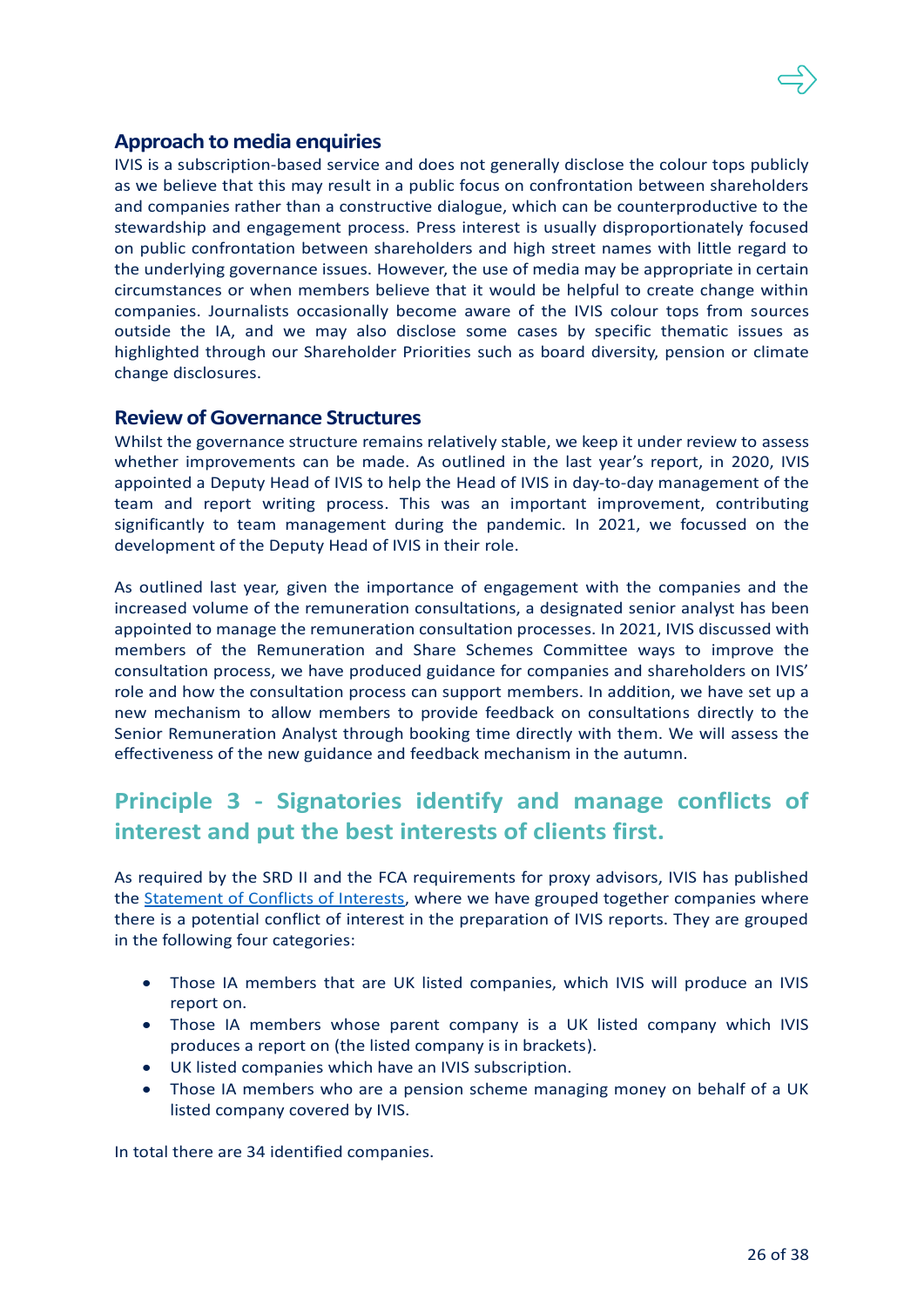## Approach to media enquiries

IVIS is a subscription-based service and does not generally disclose the colour tops publicly as we believe that this may result in a public focus on confrontation between shareholders and companies rather than a constructive dialogue, which can be counterproductive to the stewardship and engagement process. Press interest is usually disproportionately focused on public confrontation between shareholders and high street names with little regard to the underlying governance issues. However, the use of media may be appropriate in certain circumstances or when members believe that it would be helpful to create change within companies. Journalists occasionally become aware of the IVIS colour tops from sources outside the IA, and we may also disclose some cases by specific thematic issues as highlighted through our Shareholder Priorities such as board diversity, pension or climate change disclosures.

## Review of Governance Structures

Whilst the governance structure remains relatively stable, we keep it under review to assess whether improvements can be made. As outlined in the last year's report, in 2020, IVIS appointed a Deputy Head of IVIS to help the Head of IVIS in day-to-day management of the team and report writing process. This was an important improvement, contributing significantly to team management during the pandemic. In 2021, we focussed on the development of the Deputy Head of IVIS in their role.

As outlined last year, given the importance of engagement with the companies and the increased volume of the remuneration consultations, a designated senior analyst has been appointed to manage the remuneration consultation processes. In 2021, IVIS discussed with members of the Remuneration and Share Schemes Committee ways to improve the consultation process, we have produced guidance for companies and shareholders on IVIS' role and how the consultation process can support members. In addition, we have set up a new mechanism to allow members to provide feedback on consultations directly to the Senior Remuneration Analyst through booking time directly with them. We will assess the effectiveness of the new guidance and feedback mechanism in the autumn.

# Principle 3 - Signatories identify and manage conflicts of interest and put the best interests of clients first.

As required by the SRD II and the FCA requirements for proxy advisors, IVIS has published the Statement of Conflicts of Interests, where we have grouped together companies where there is a potential conflict of interest in the preparation of IVIS reports. They are grouped in the following four categories:

- Those IA members that are UK listed companies, which IVIS will produce an IVIS report on.
- Those IA members whose parent company is a UK listed company which IVIS produces a report on (the listed company is in brackets).
- UK listed companies which have an IVIS subscription.
- Those IA members who are a pension scheme managing money on behalf of a UK listed company covered by IVIS.

In total there are 34 identified companies.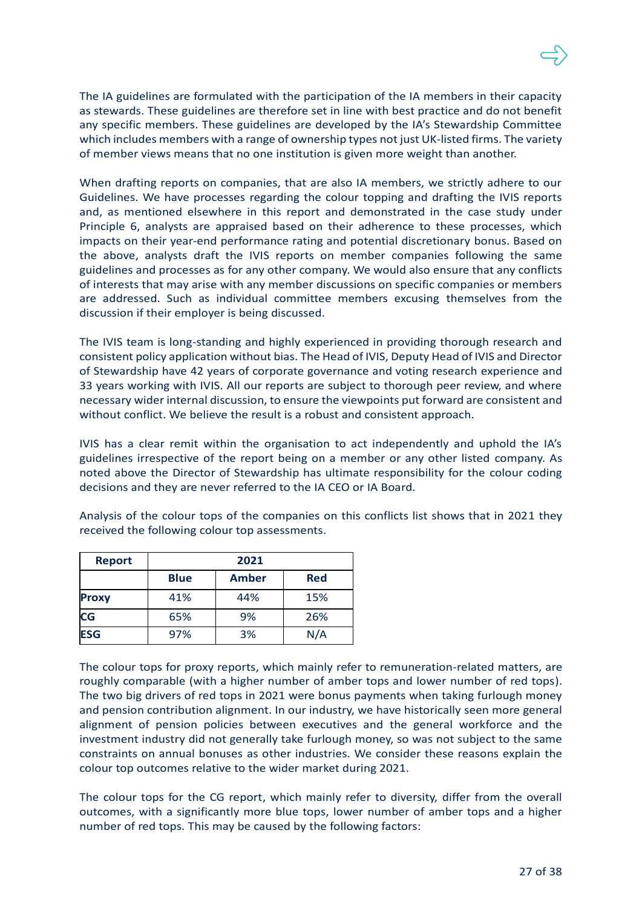The IA guidelines are formulated with the participation of the IA members in their capacity as stewards. These guidelines are therefore set in line with best practice and do not benefit any specific members. These guidelines are developed by the IA's Stewardship Committee which includes members with a range of ownership types not just UK-listed firms. The variety of member views means that no one institution is given more weight than another.

When drafting reports on companies, that are also IA members, we strictly adhere to our Guidelines. We have processes regarding the colour topping and drafting the IVIS reports and, as mentioned elsewhere in this report and demonstrated in the case study under Principle 6, analysts are appraised based on their adherence to these processes, which impacts on their year-end performance rating and potential discretionary bonus. Based on the above, analysts draft the IVIS reports on member companies following the same guidelines and processes as for any other company. We would also ensure that any conflicts of interests that may arise with any member discussions on specific companies or members are addressed. Such as individual committee members excusing themselves from the discussion if their employer is being discussed.

The IVIS team is long-standing and highly experienced in providing thorough research and consistent policy application without bias. The Head of IVIS, Deputy Head of IVIS and Director of Stewardship have 42 years of corporate governance and voting research experience and 33 years working with IVIS. All our reports are subject to thorough peer review, and where necessary wider internal discussion, to ensure the viewpoints put forward are consistent and without conflict. We believe the result is a robust and consistent approach.

IVIS has a clear remit within the organisation to act independently and uphold the IA's guidelines irrespective of the report being on a member or any other listed company. As noted above the Director of Stewardship has ultimate responsibility for the colour coding decisions and they are never referred to the IA CEO or IA Board.

Analysis of the colour tops of the companies on this conflicts list shows that in 2021 they received the following colour top assessments.

| Report | 2021 | | |
|---|---|---|---|
| | Blue | Amber | Red |
| **Proxy** | 41% | 44% | 15% |
| **CG** | 65% | 9% | 26% |
| **ESG** | 97% | 3% | N/A |

The colour tops for proxy reports, which mainly refer to remuneration-related matters, are roughly comparable (with a higher number of amber tops and lower number of red tops). The two big drivers of red tops in 2021 were bonus payments when taking furlough money and pension contribution alignment. In our industry, we have historically seen more general alignment of pension policies between executives and the general workforce and the investment industry did not generally take furlough money, so was not subject to the same constraints on annual bonuses as other industries. We consider these reasons explain the colour top outcomes relative to the wider market during 2021.

The colour tops for the CG report, which mainly refer to diversity, differ from the overall outcomes, with a significantly more blue tops, lower number of amber tops and a higher number of red tops. This may be caused by the following factors: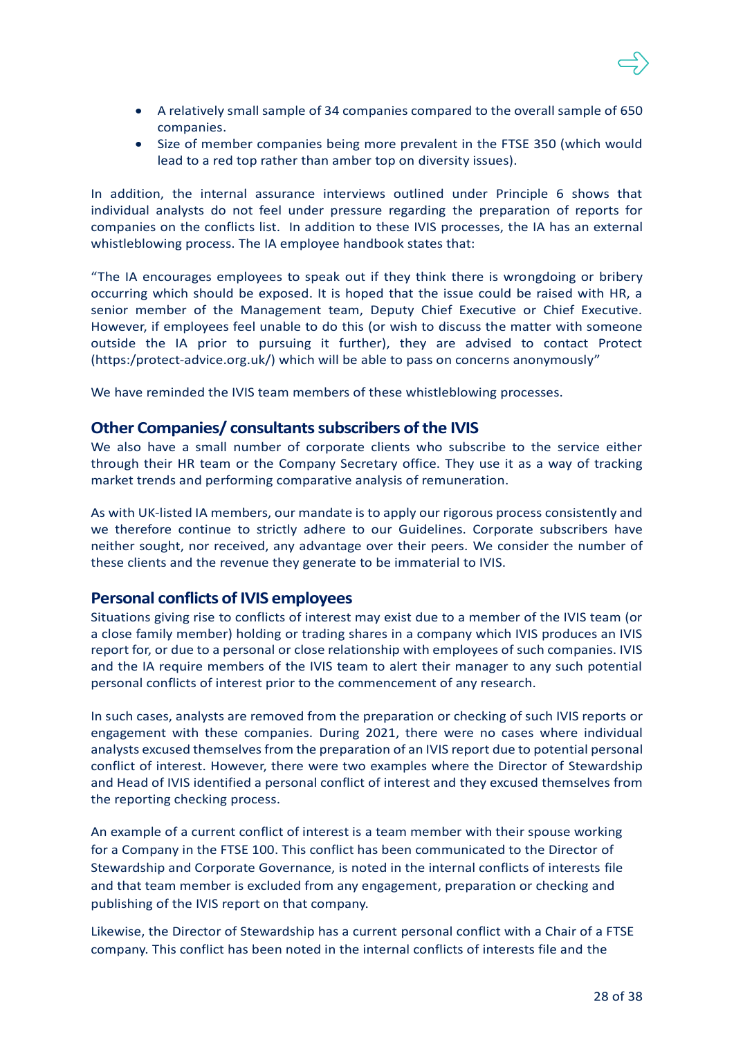- A relatively small sample of 34 companies compared to the overall sample of 650 companies.
- Size of member companies being more prevalent in the FTSE 350 (which would lead to a red top rather than amber top on diversity issues).

In addition, the internal assurance interviews outlined under Principle 6 shows that individual analysts do not feel under pressure regarding the preparation of reports for companies on the conflicts list. In addition to these IVIS processes, the IA has an external whistleblowing process. The IA employee handbook states that:

"The IA encourages employees to speak out if they think there is wrongdoing or bribery occurring which should be exposed. It is hoped that the issue could be raised with HR, a senior member of the Management team, Deputy Chief Executive or Chief Executive. However, if employees feel unable to do this (or wish to discuss the matter with someone outside the IA prior to pursuing it further), they are advised to contact Protect (https:/protect-advice.org.uk/) which will be able to pass on concerns anonymously"

We have reminded the IVIS team members of these whistleblowing processes.

## Other Companies/ consultants subscribers of the IVIS

We also have a small number of corporate clients who subscribe to the service either through their HR team or the Company Secretary office. They use it as a way of tracking market trends and performing comparative analysis of remuneration.

As with UK-listed IA members, our mandate is to apply our rigorous process consistently and we therefore continue to strictly adhere to our Guidelines. Corporate subscribers have neither sought, nor received, any advantage over their peers. We consider the number of these clients and the revenue they generate to be immaterial to IVIS.

## Personal conflicts of IVIS employees

Situations giving rise to conflicts of interest may exist due to a member of the IVIS team (or a close family member) holding or trading shares in a company which IVIS produces an IVIS report for, or due to a personal or close relationship with employees of such companies. IVIS and the IA require members of the IVIS team to alert their manager to any such potential personal conflicts of interest prior to the commencement of any research.

In such cases, analysts are removed from the preparation or checking of such IVIS reports or engagement with these companies. During 2021, there were no cases where individual analysts excused themselves from the preparation of an IVIS report due to potential personal conflict of interest. However, there were two examples where the Director of Stewardship and Head of IVIS identified a personal conflict of interest and they excused themselves from the reporting checking process.

An example of a current conflict of interest is a team member with their spouse working for a Company in the FTSE 100. This conflict has been communicated to the Director of Stewardship and Corporate Governance, is noted in the internal conflicts of interests file and that team member is excluded from any engagement, preparation or checking and publishing of the IVIS report on that company.

Likewise, the Director of Stewardship has a current personal conflict with a Chair of a FTSE company. This conflict has been noted in the internal conflicts of interests file and the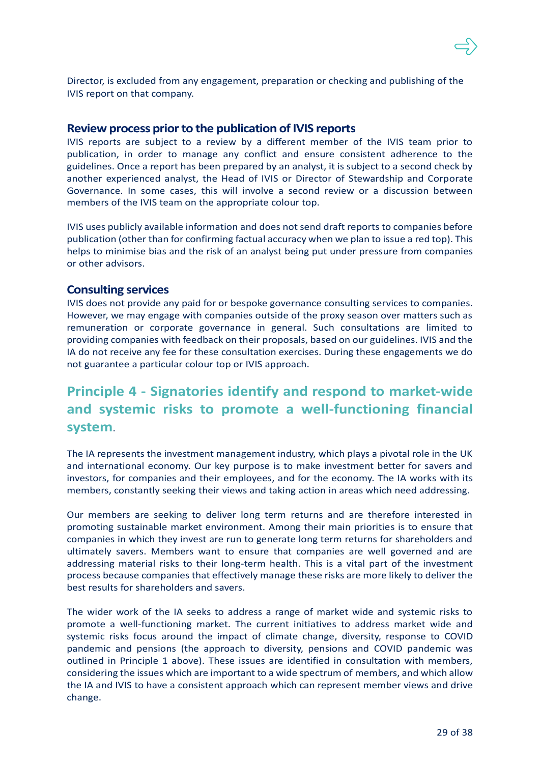Director, is excluded from any engagement, preparation or checking and publishing of the IVIS report on that company.

### Review process prior to the publication of IVIS reports

IVIS reports are subject to a review by a different member of the IVIS team prior to publication, in order to manage any conflict and ensure consistent adherence to the guidelines. Once a report has been prepared by an analyst, it is subject to a second check by another experienced analyst, the Head of IVIS or Director of Stewardship and Corporate Governance. In some cases, this will involve a second review or a discussion between members of the IVIS team on the appropriate colour top.

IVIS uses publicly available information and does not send draft reports to companies before publication (other than for confirming factual accuracy when we plan to issue a red top). This helps to minimise bias and the risk of an analyst being put under pressure from companies or other advisors.

### Consulting services

IVIS does not provide any paid for or bespoke governance consulting services to companies. However, we may engage with companies outside of the proxy season over matters such as remuneration or corporate governance in general. Such consultations are limited to providing companies with feedback on their proposals, based on our guidelines. IVIS and the IA do not receive any fee for these consultation exercises. During these engagements we do not guarantee a particular colour top or IVIS approach.

## Principle 4 - Signatories identify and respond to market-wide and systemic risks to promote a well-functioning financial system.

The IA represents the investment management industry, which plays a pivotal role in the UK and international economy. Our key purpose is to make investment better for savers and investors, for companies and their employees, and for the economy. The IA works with its members, constantly seeking their views and taking action in areas which need addressing.

Our members are seeking to deliver long term returns and are therefore interested in promoting sustainable market environment. Among their main priorities is to ensure that companies in which they invest are run to generate long term returns for shareholders and ultimately savers. Members want to ensure that companies are well governed and are addressing material risks to their long-term health. This is a vital part of the investment process because companies that effectively manage these risks are more likely to deliver the best results for shareholders and savers.

The wider work of the IA seeks to address a range of market wide and systemic risks to promote a well-functioning market. The current initiatives to address market wide and systemic risks focus around the impact of climate change, diversity, response to COVID pandemic and pensions (the approach to diversity, pensions and COVID pandemic was outlined in Principle 1 above). These issues are identified in consultation with members, considering the issues which are important to a wide spectrum of members, and which allow the IA and IVIS to have a consistent approach which can represent member views and drive change.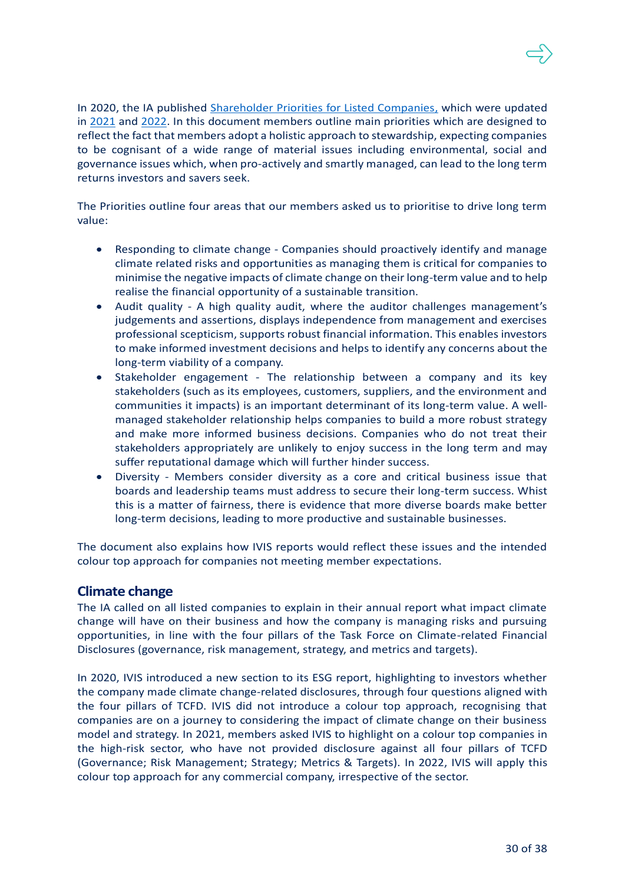In 2020, the IA published Shareholder Priorities for Listed Companies, which were updated in 2021 and 2022. In this document members outline main priorities which are designed to reflect the fact that members adopt a holistic approach to stewardship, expecting companies to be cognisant of a wide range of material issues including environmental, social and governance issues which, when pro-actively and smartly managed, can lead to the long term returns investors and savers seek.

The Priorities outline four areas that our members asked us to prioritise to drive long term value:

- Responding to climate change - Companies should proactively identify and manage climate related risks and opportunities as managing them is critical for companies to minimise the negative impacts of climate change on their long-term value and to help realise the financial opportunity of a sustainable transition.
- Audit quality - A high quality audit, where the auditor challenges management's judgements and assertions, displays independence from management and exercises professional scepticism, supports robust financial information. This enables investors to make informed investment decisions and helps to identify any concerns about the long-term viability of a company.
- Stakeholder engagement - The relationship between a company and its key stakeholders (such as its employees, customers, suppliers, and the environment and communities it impacts) is an important determinant of its long-term value. A well-managed stakeholder relationship helps companies to build a more robust strategy and make more informed business decisions. Companies who do not treat their stakeholders appropriately are unlikely to enjoy success in the long term and may suffer reputational damage which will further hinder success.
- Diversity - Members consider diversity as a core and critical business issue that boards and leadership teams must address to secure their long-term success. Whist this is a matter of fairness, there is evidence that more diverse boards make better long-term decisions, leading to more productive and sustainable businesses.

The document also explains how IVIS reports would reflect these issues and the intended colour top approach for companies not meeting member expectations.

## Climate change

The IA called on all listed companies to explain in their annual report what impact climate change will have on their business and how the company is managing risks and pursuing opportunities, in line with the four pillars of the Task Force on Climate-related Financial Disclosures (governance, risk management, strategy, and metrics and targets).

In 2020, IVIS introduced a new section to its ESG report, highlighting to investors whether the company made climate change-related disclosures, through four questions aligned with the four pillars of TCFD. IVIS did not introduce a colour top approach, recognising that companies are on a journey to considering the impact of climate change on their business model and strategy. In 2021, members asked IVIS to highlight on a colour top companies in the high-risk sector, who have not provided disclosure against all four pillars of TCFD (Governance; Risk Management; Strategy; Metrics & Targets). In 2022, IVIS will apply this colour top approach for any commercial company, irrespective of the sector.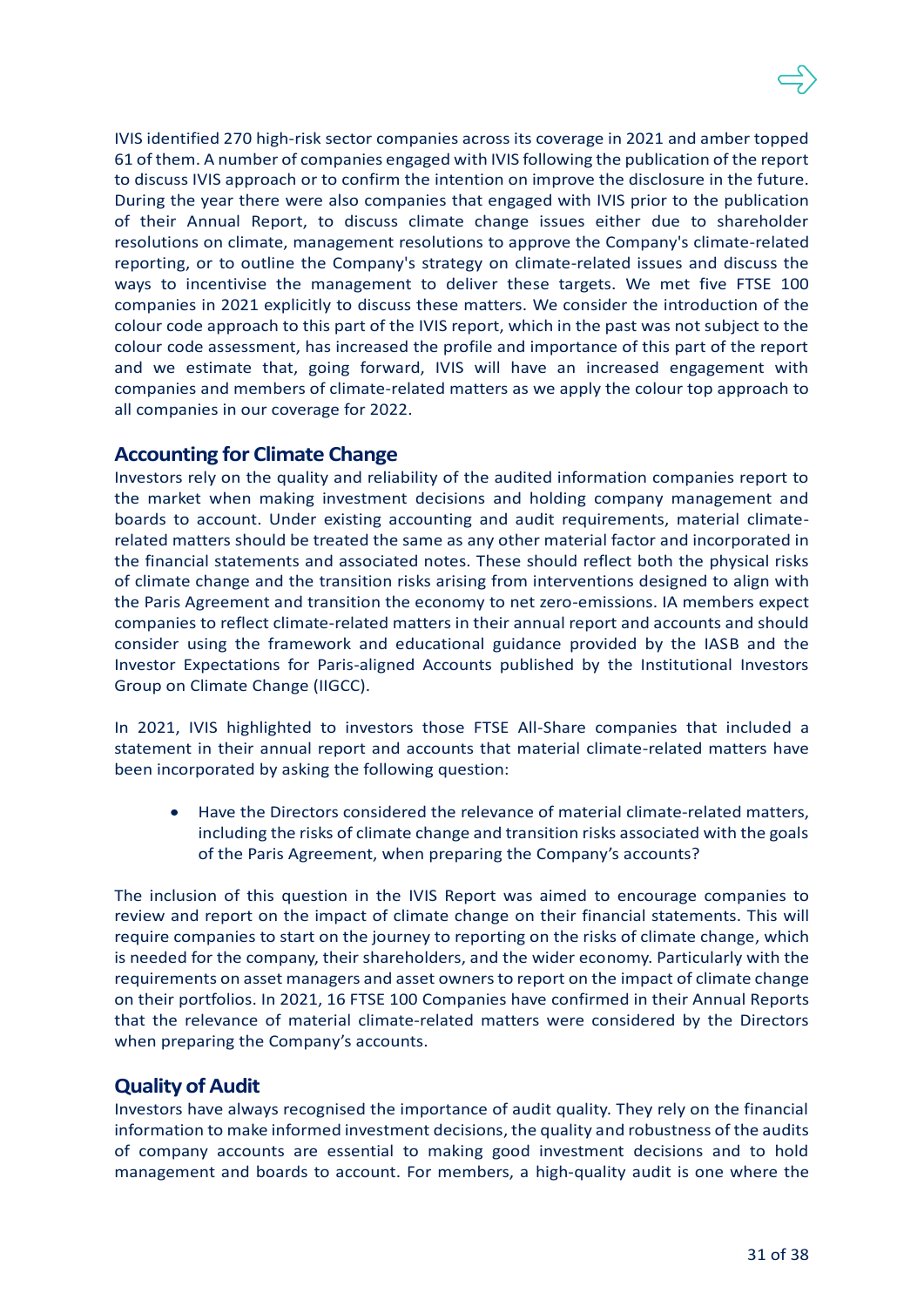IVIS identified 270 high-risk sector companies across its coverage in 2021 and amber topped 61 of them. A number of companies engaged with IVIS following the publication of the report to discuss IVIS approach or to confirm the intention on improve the disclosure in the future. During the year there were also companies that engaged with IVIS prior to the publication of their Annual Report, to discuss climate change issues either due to shareholder resolutions on climate, management resolutions to approve the Company's climate-related reporting, or to outline the Company's strategy on climate-related issues and discuss the ways to incentivise the management to deliver these targets. We met five FTSE 100 companies in 2021 explicitly to discuss these matters. We consider the introduction of the colour code approach to this part of the IVIS report, which in the past was not subject to the colour code assessment, has increased the profile and importance of this part of the report and we estimate that, going forward, IVIS will have an increased engagement with companies and members of climate-related matters as we apply the colour top approach to all companies in our coverage for 2022.

## Accounting for Climate Change

Investors rely on the quality and reliability of the audited information companies report to the market when making investment decisions and holding company management and boards to account. Under existing accounting and audit requirements, material climate-related matters should be treated the same as any other material factor and incorporated in the financial statements and associated notes. These should reflect both the physical risks of climate change and the transition risks arising from interventions designed to align with the Paris Agreement and transition the economy to net zero-emissions. IA members expect companies to reflect climate-related matters in their annual report and accounts and should consider using the framework and educational guidance provided by the IASB and the Investor Expectations for Paris-aligned Accounts published by the Institutional Investors Group on Climate Change (IIGCC).

In 2021, IVIS highlighted to investors those FTSE All-Share companies that included a statement in their annual report and accounts that material climate-related matters have been incorporated by asking the following question:

- Have the Directors considered the relevance of material climate-related matters, including the risks of climate change and transition risks associated with the goals of the Paris Agreement, when preparing the Company's accounts?

The inclusion of this question in the IVIS Report was aimed to encourage companies to review and report on the impact of climate change on their financial statements. This will require companies to start on the journey to reporting on the risks of climate change, which is needed for the company, their shareholders, and the wider economy. Particularly with the requirements on asset managers and asset owners to report on the impact of climate change on their portfolios. In 2021, 16 FTSE 100 Companies have confirmed in their Annual Reports that the relevance of material climate-related matters were considered by the Directors when preparing the Company's accounts.

## Quality of Audit

Investors have always recognised the importance of audit quality. They rely on the financial information to make informed investment decisions, the quality and robustness of the audits of company accounts are essential to making good investment decisions and to hold management and boards to account. For members, a high-quality audit is one where the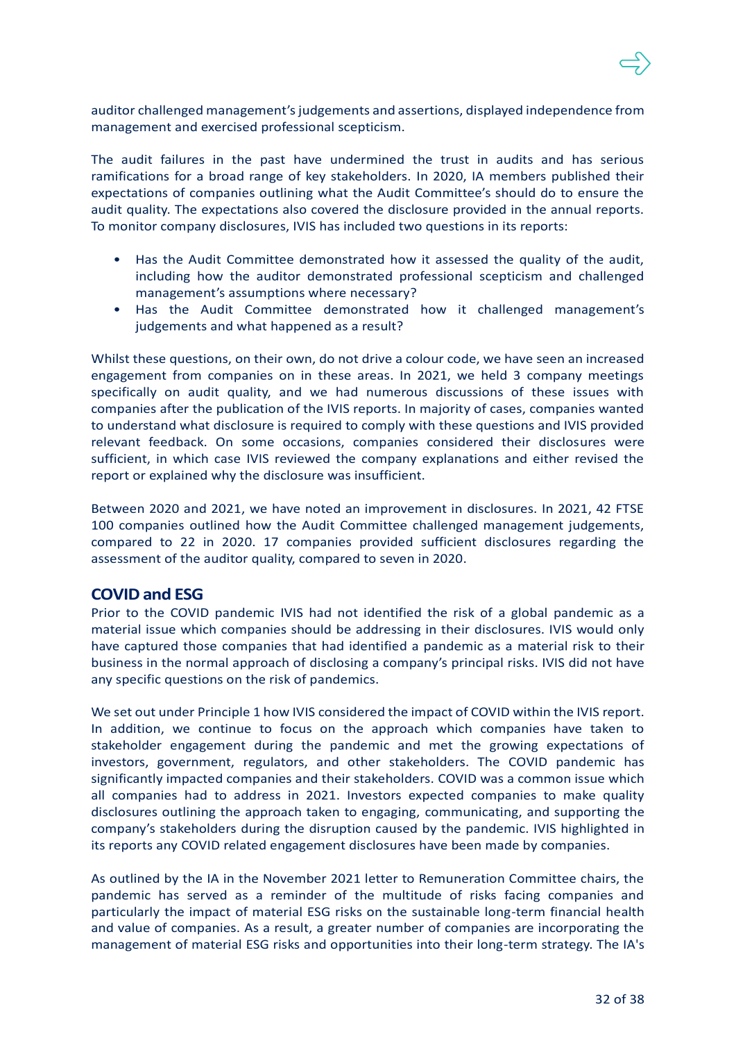auditor challenged management's judgements and assertions, displayed independence from management and exercised professional scepticism.

The audit failures in the past have undermined the trust in audits and has serious ramifications for a broad range of key stakeholders. In 2020, IA members published their expectations of companies outlining what the Audit Committee's should do to ensure the audit quality. The expectations also covered the disclosure provided in the annual reports. To monitor company disclosures, IVIS has included two questions in its reports:

- Has the Audit Committee demonstrated how it assessed the quality of the audit, including how the auditor demonstrated professional scepticism and challenged management's assumptions where necessary?
- Has the Audit Committee demonstrated how it challenged management's judgements and what happened as a result?

Whilst these questions, on their own, do not drive a colour code, we have seen an increased engagement from companies on in these areas. In 2021, we held 3 company meetings specifically on audit quality, and we had numerous discussions of these issues with companies after the publication of the IVIS reports. In majority of cases, companies wanted to understand what disclosure is required to comply with these questions and IVIS provided relevant feedback. On some occasions, companies considered their disclosures were sufficient, in which case IVIS reviewed the company explanations and either revised the report or explained why the disclosure was insufficient.

Between 2020 and 2021, we have noted an improvement in disclosures. In 2021, 42 FTSE 100 companies outlined how the Audit Committee challenged management judgements, compared to 22 in 2020. 17 companies provided sufficient disclosures regarding the assessment of the auditor quality, compared to seven in 2020.

## COVID and ESG

Prior to the COVID pandemic IVIS had not identified the risk of a global pandemic as a material issue which companies should be addressing in their disclosures. IVIS would only have captured those companies that had identified a pandemic as a material risk to their business in the normal approach of disclosing a company's principal risks. IVIS did not have any specific questions on the risk of pandemics.

We set out under Principle 1 how IVIS considered the impact of COVID within the IVIS report. In addition, we continue to focus on the approach which companies have taken to stakeholder engagement during the pandemic and met the growing expectations of investors, government, regulators, and other stakeholders. The COVID pandemic has significantly impacted companies and their stakeholders. COVID was a common issue which all companies had to address in 2021. Investors expected companies to make quality disclosures outlining the approach taken to engaging, communicating, and supporting the company's stakeholders during the disruption caused by the pandemic. IVIS highlighted in its reports any COVID related engagement disclosures have been made by companies.

As outlined by the IA in the November 2021 letter to Remuneration Committee chairs, the pandemic has served as a reminder of the multitude of risks facing companies and particularly the impact of material ESG risks on the sustainable long-term financial health and value of companies. As a result, a greater number of companies are incorporating the management of material ESG risks and opportunities into their long-term strategy. The IA's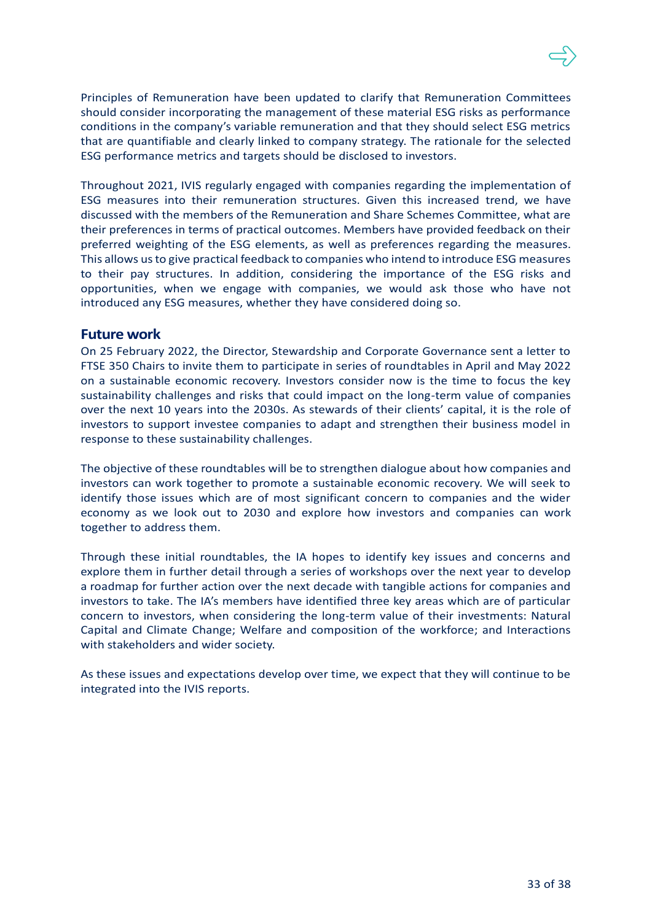Principles of Remuneration have been updated to clarify that Remuneration Committees should consider incorporating the management of these material ESG risks as performance conditions in the company's variable remuneration and that they should select ESG metrics that are quantifiable and clearly linked to company strategy. The rationale for the selected ESG performance metrics and targets should be disclosed to investors.

Throughout 2021, IVIS regularly engaged with companies regarding the implementation of ESG measures into their remuneration structures. Given this increased trend, we have discussed with the members of the Remuneration and Share Schemes Committee, what are their preferences in terms of practical outcomes. Members have provided feedback on their preferred weighting of the ESG elements, as well as preferences regarding the measures. This allows us to give practical feedback to companies who intend to introduce ESG measures to their pay structures. In addition, considering the importance of the ESG risks and opportunities, when we engage with companies, we would ask those who have not introduced any ESG measures, whether they have considered doing so.

## Future work

On 25 February 2022, the Director, Stewardship and Corporate Governance sent a letter to FTSE 350 Chairs to invite them to participate in series of roundtables in April and May 2022 on a sustainable economic recovery. Investors consider now is the time to focus the key sustainability challenges and risks that could impact on the long-term value of companies over the next 10 years into the 2030s. As stewards of their clients' capital, it is the role of investors to support investee companies to adapt and strengthen their business model in response to these sustainability challenges.

The objective of these roundtables will be to strengthen dialogue about how companies and investors can work together to promote a sustainable economic recovery. We will seek to identify those issues which are of most significant concern to companies and the wider economy as we look out to 2030 and explore how investors and companies can work together to address them.

Through these initial roundtables, the IA hopes to identify key issues and concerns and explore them in further detail through a series of workshops over the next year to develop a roadmap for further action over the next decade with tangible actions for companies and investors to take. The IA's members have identified three key areas which are of particular concern to investors, when considering the long-term value of their investments: Natural Capital and Climate Change; Welfare and composition of the workforce; and Interactions with stakeholders and wider society.

As these issues and expectations develop over time, we expect that they will continue to be integrated into the IVIS reports.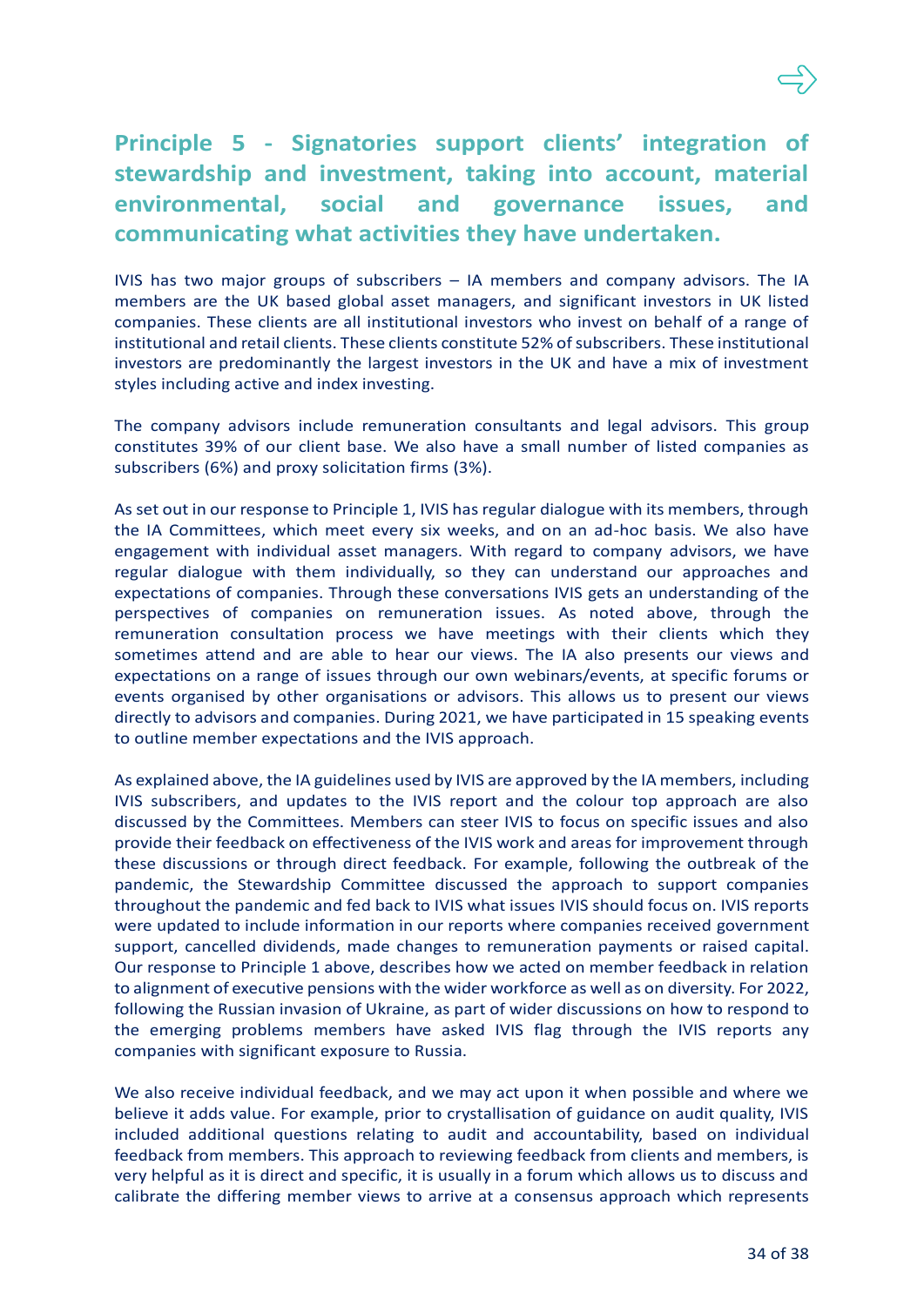## Principle 5 - Signatories support clients' integration of stewardship and investment, taking into account, material environmental, social and governance issues, and communicating what activities they have undertaken.

IVIS has two major groups of subscribers – IA members and company advisors. The IA members are the UK based global asset managers, and significant investors in UK listed companies. These clients are all institutional investors who invest on behalf of a range of institutional and retail clients. These clients constitute 52% of subscribers. These institutional investors are predominantly the largest investors in the UK and have a mix of investment styles including active and index investing.

The company advisors include remuneration consultants and legal advisors. This group constitutes 39% of our client base. We also have a small number of listed companies as subscribers (6%) and proxy solicitation firms (3%).

As set out in our response to Principle 1, IVIS has regular dialogue with its members, through the IA Committees, which meet every six weeks, and on an ad-hoc basis. We also have engagement with individual asset managers. With regard to company advisors, we have regular dialogue with them individually, so they can understand our approaches and expectations of companies. Through these conversations IVIS gets an understanding of the perspectives of companies on remuneration issues. As noted above, through the remuneration consultation process we have meetings with their clients which they sometimes attend and are able to hear our views. The IA also presents our views and expectations on a range of issues through our own webinars/events, at specific forums or events organised by other organisations or advisors. This allows us to present our views directly to advisors and companies. During 2021, we have participated in 15 speaking events to outline member expectations and the IVIS approach.

As explained above, the IA guidelines used by IVIS are approved by the IA members, including IVIS subscribers, and updates to the IVIS report and the colour top approach are also discussed by the Committees. Members can steer IVIS to focus on specific issues and also provide their feedback on effectiveness of the IVIS work and areas for improvement through these discussions or through direct feedback. For example, following the outbreak of the pandemic, the Stewardship Committee discussed the approach to support companies throughout the pandemic and fed back to IVIS what issues IVIS should focus on. IVIS reports were updated to include information in our reports where companies received government support, cancelled dividends, made changes to remuneration payments or raised capital. Our response to Principle 1 above, describes how we acted on member feedback in relation to alignment of executive pensions with the wider workforce as well as on diversity. For 2022, following the Russian invasion of Ukraine, as part of wider discussions on how to respond to the emerging problems members have asked IVIS flag through the IVIS reports any companies with significant exposure to Russia.

We also receive individual feedback, and we may act upon it when possible and where we believe it adds value. For example, prior to crystallisation of guidance on audit quality, IVIS included additional questions relating to audit and accountability, based on individual feedback from members. This approach to reviewing feedback from clients and members, is very helpful as it is direct and specific, it is usually in a forum which allows us to discuss and calibrate the differing member views to arrive at a consensus approach which represents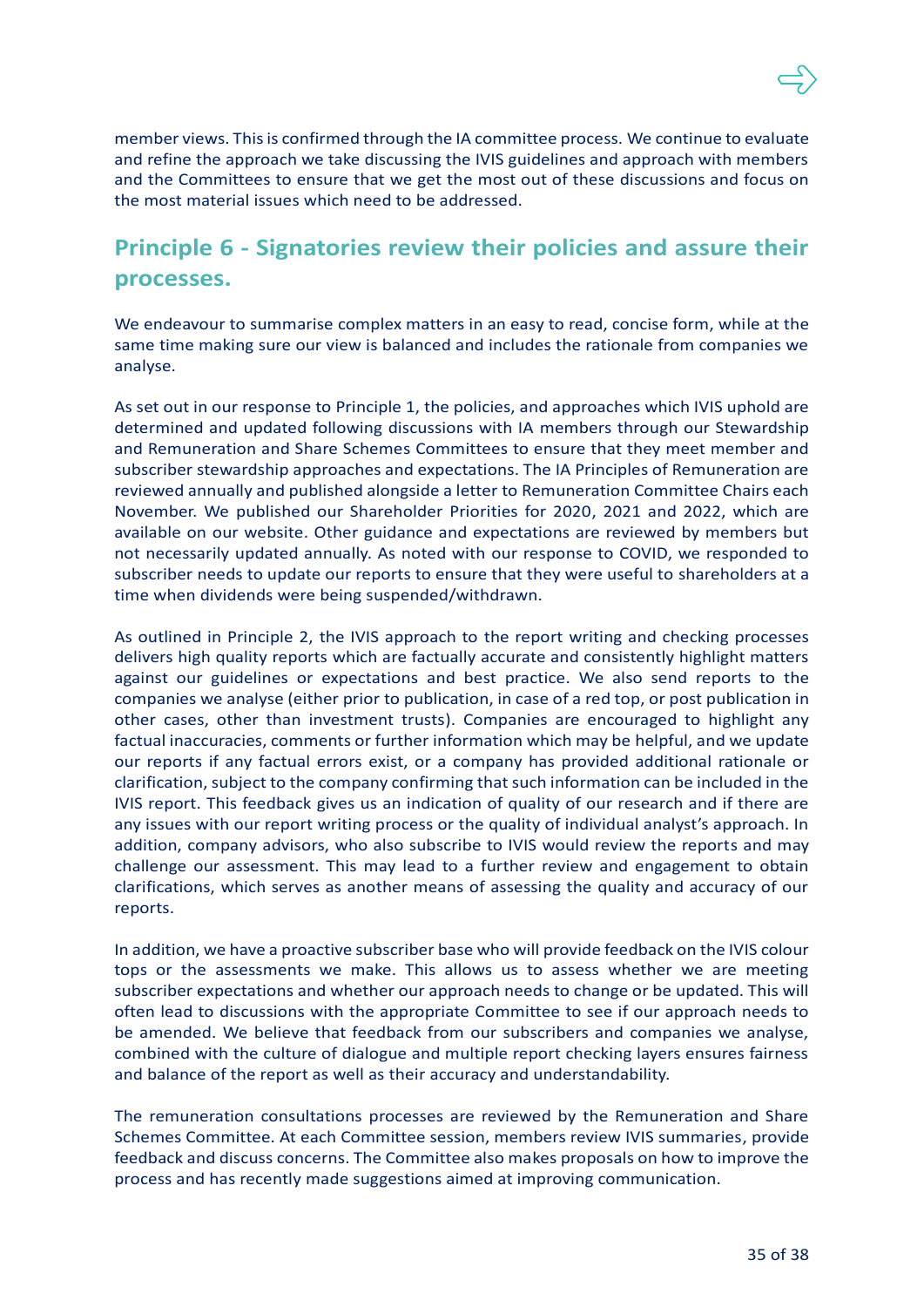member views. This is confirmed through the IA committee process. We continue to evaluate and refine the approach we take discussing the IVIS guidelines and approach with members and the Committees to ensure that we get the most out of these discussions and focus on the most material issues which need to be addressed.

## Principle 6 - Signatories review their policies and assure their processes.

We endeavour to summarise complex matters in an easy to read, concise form, while at the same time making sure our view is balanced and includes the rationale from companies we analyse.

As set out in our response to Principle 1, the policies, and approaches which IVIS uphold are determined and updated following discussions with IA members through our Stewardship and Remuneration and Share Schemes Committees to ensure that they meet member and subscriber stewardship approaches and expectations. The IA Principles of Remuneration are reviewed annually and published alongside a letter to Remuneration Committee Chairs each November. We published our Shareholder Priorities for 2020, 2021 and 2022, which are available on our website. Other guidance and expectations are reviewed by members but not necessarily updated annually. As noted with our response to COVID, we responded to subscriber needs to update our reports to ensure that they were useful to shareholders at a time when dividends were being suspended/withdrawn.

As outlined in Principle 2, the IVIS approach to the report writing and checking processes delivers high quality reports which are factually accurate and consistently highlight matters against our guidelines or expectations and best practice. We also send reports to the companies we analyse (either prior to publication, in case of a red top, or post publication in other cases, other than investment trusts). Companies are encouraged to highlight any factual inaccuracies, comments or further information which may be helpful, and we update our reports if any factual errors exist, or a company has provided additional rationale or clarification, subject to the company confirming that such information can be included in the IVIS report. This feedback gives us an indication of quality of our research and if there are any issues with our report writing process or the quality of individual analyst's approach. In addition, company advisors, who also subscribe to IVIS would review the reports and may challenge our assessment. This may lead to a further review and engagement to obtain clarifications, which serves as another means of assessing the quality and accuracy of our reports.

In addition, we have a proactive subscriber base who will provide feedback on the IVIS colour tops or the assessments we make. This allows us to assess whether we are meeting subscriber expectations and whether our approach needs to change or be updated. This will often lead to discussions with the appropriate Committee to see if our approach needs to be amended. We believe that feedback from our subscribers and companies we analyse, combined with the culture of dialogue and multiple report checking layers ensures fairness and balance of the report as well as their accuracy and understandability.

The remuneration consultations processes are reviewed by the Remuneration and Share Schemes Committee. At each Committee session, members review IVIS summaries, provide feedback and discuss concerns. The Committee also makes proposals on how to improve the process and has recently made suggestions aimed at improving communication.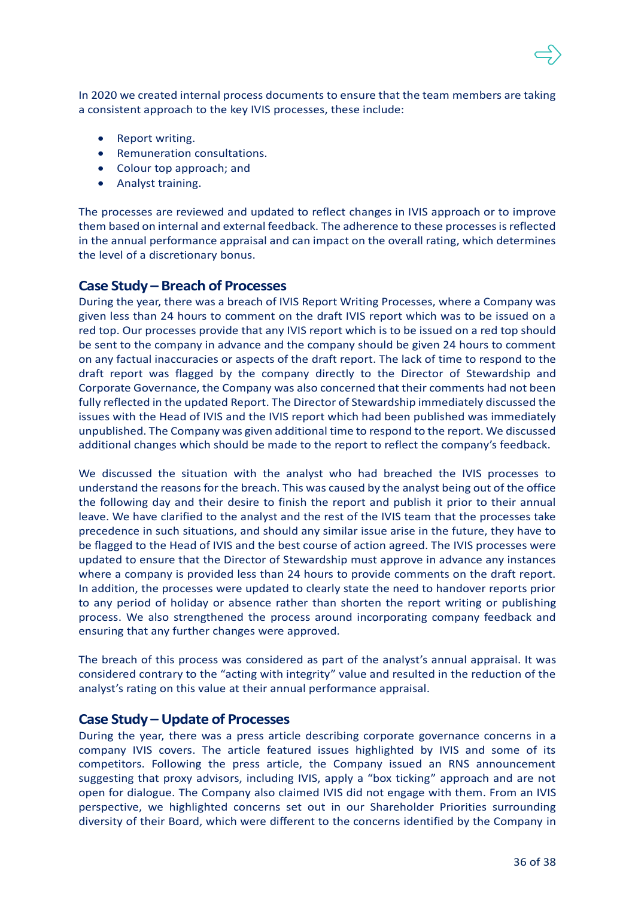In 2020 we created internal process documents to ensure that the team members are taking a consistent approach to the key IVIS processes, these include:

- Report writing.
- Remuneration consultations.
- Colour top approach; and
- Analyst training.

The processes are reviewed and updated to reflect changes in IVIS approach or to improve them based on internal and external feedback. The adherence to these processes is reflected in the annual performance appraisal and can impact on the overall rating, which determines the level of a discretionary bonus.

## Case Study – Breach of Processes

During the year, there was a breach of IVIS Report Writing Processes, where a Company was given less than 24 hours to comment on the draft IVIS report which was to be issued on a red top. Our processes provide that any IVIS report which is to be issued on a red top should be sent to the company in advance and the company should be given 24 hours to comment on any factual inaccuracies or aspects of the draft report. The lack of time to respond to the draft report was flagged by the company directly to the Director of Stewardship and Corporate Governance, the Company was also concerned that their comments had not been fully reflected in the updated Report. The Director of Stewardship immediately discussed the issues with the Head of IVIS and the IVIS report which had been published was immediately unpublished. The Company was given additional time to respond to the report. We discussed additional changes which should be made to the report to reflect the company's feedback.

We discussed the situation with the analyst who had breached the IVIS processes to understand the reasons for the breach. This was caused by the analyst being out of the office the following day and their desire to finish the report and publish it prior to their annual leave. We have clarified to the analyst and the rest of the IVIS team that the processes take precedence in such situations, and should any similar issue arise in the future, they have to be flagged to the Head of IVIS and the best course of action agreed. The IVIS processes were updated to ensure that the Director of Stewardship must approve in advance any instances where a company is provided less than 24 hours to provide comments on the draft report. In addition, the processes were updated to clearly state the need to handover reports prior to any period of holiday or absence rather than shorten the report writing or publishing process. We also strengthened the process around incorporating company feedback and ensuring that any further changes were approved.

The breach of this process was considered as part of the analyst's annual appraisal. It was considered contrary to the "acting with integrity" value and resulted in the reduction of the analyst's rating on this value at their annual performance appraisal.

## Case Study – Update of Processes

During the year, there was a press article describing corporate governance concerns in a company IVIS covers. The article featured issues highlighted by IVIS and some of its competitors. Following the press article, the Company issued an RNS announcement suggesting that proxy advisors, including IVIS, apply a "box ticking" approach and are not open for dialogue. The Company also claimed IVIS did not engage with them. From an IVIS perspective, we highlighted concerns set out in our Shareholder Priorities surrounding diversity of their Board, which were different to the concerns identified by the Company in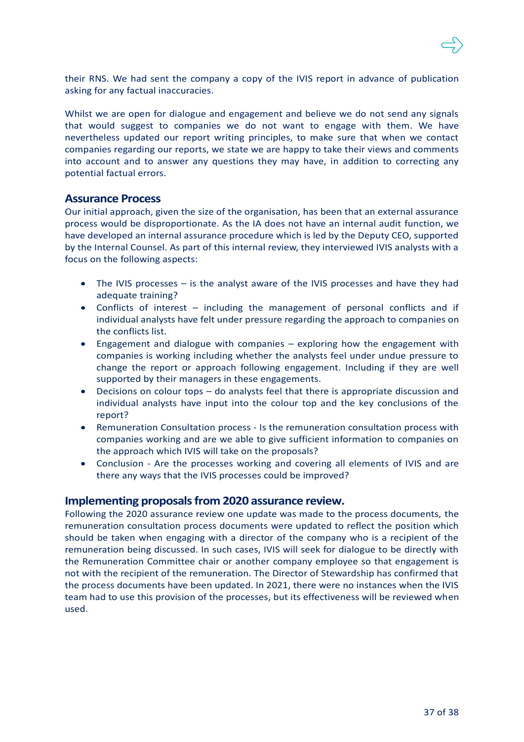their RNS. We had sent the company a copy of the IVIS report in advance of publication asking for any factual inaccuracies.

Whilst we are open for dialogue and engagement and believe we do not send any signals that would suggest to companies we do not want to engage with them. We have nevertheless updated our report writing principles, to make sure that when we contact companies regarding our reports, we state we are happy to take their views and comments into account and to answer any questions they may have, in addition to correcting any potential factual errors.

## Assurance Process

Our initial approach, given the size of the organisation, has been that an external assurance process would be disproportionate. As the IA does not have an internal audit function, we have developed an internal assurance procedure which is led by the Deputy CEO, supported by the Internal Counsel. As part of this internal review, they interviewed IVIS analysts with a focus on the following aspects:

- The IVIS processes – is the analyst aware of the IVIS processes and have they had adequate training?
- Conflicts of interest – including the management of personal conflicts and if individual analysts have felt under pressure regarding the approach to companies on the conflicts list.
- Engagement and dialogue with companies – exploring how the engagement with companies is working including whether the analysts feel under undue pressure to change the report or approach following engagement. Including if they are well supported by their managers in these engagements.
- Decisions on colour tops – do analysts feel that there is appropriate discussion and individual analysts have input into the colour top and the key conclusions of the report?
- Remuneration Consultation process - Is the remuneration consultation process with companies working and are we able to give sufficient information to companies on the approach which IVIS will take on the proposals?
- Conclusion - Are the processes working and covering all elements of IVIS and are there any ways that the IVIS processes could be improved?

## Implementing proposals from 2020 assurance review.

Following the 2020 assurance review one update was made to the process documents, the remuneration consultation process documents were updated to reflect the position which should be taken when engaging with a director of the company who is a recipient of the remuneration being discussed. In such cases, IVIS will seek for dialogue to be directly with the Remuneration Committee chair or another company employee so that engagement is not with the recipient of the remuneration. The Director of Stewardship has confirmed that the process documents have been updated. In 2021, there were no instances when the IVIS team had to use this provision of the processes, but its effectiveness will be reviewed when used.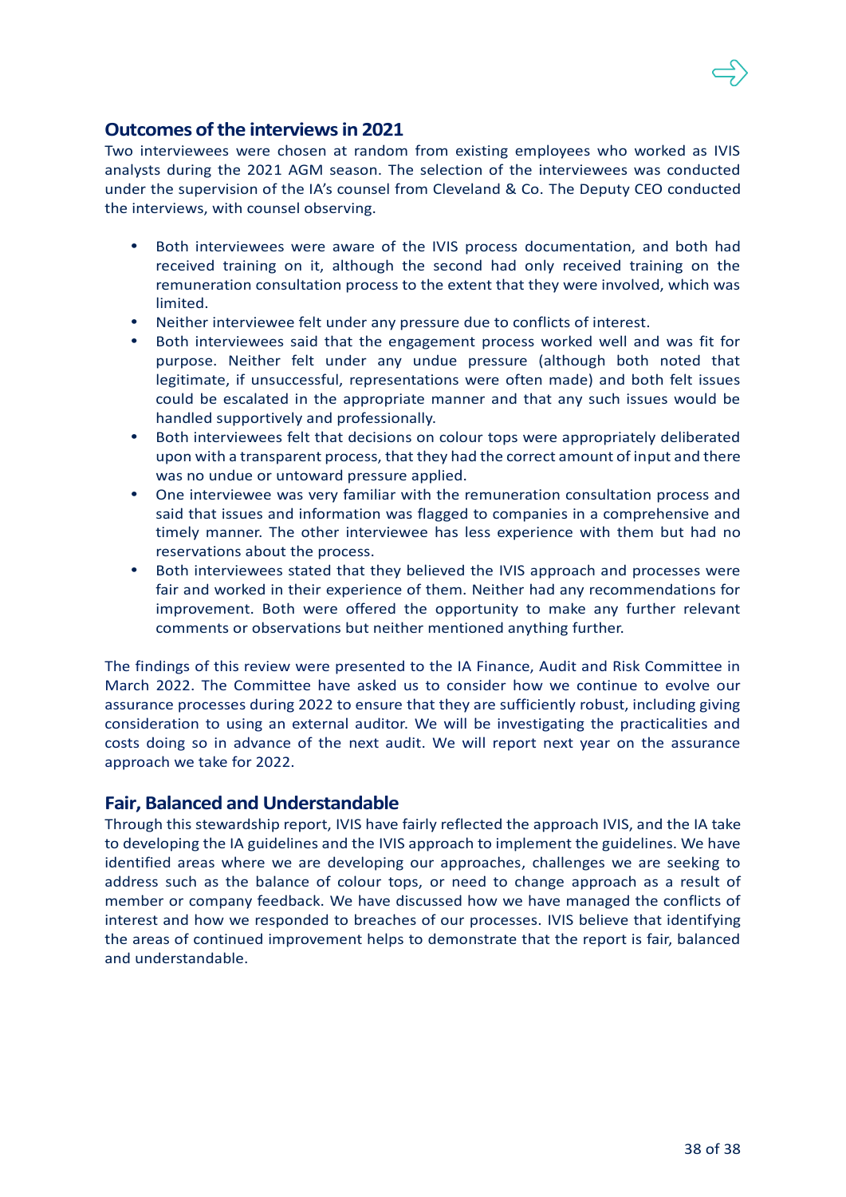## Outcomes of the interviews in 2021

Two interviewees were chosen at random from existing employees who worked as IVIS analysts during the 2021 AGM season. The selection of the interviewees was conducted under the supervision of the IA's counsel from Cleveland & Co. The Deputy CEO conducted the interviews, with counsel observing.

- Both interviewees were aware of the IVIS process documentation, and both had received training on it, although the second had only received training on the remuneration consultation process to the extent that they were involved, which was limited.
- Neither interviewee felt under any pressure due to conflicts of interest.
- Both interviewees said that the engagement process worked well and was fit for purpose. Neither felt under any undue pressure (although both noted that legitimate, if unsuccessful, representations were often made) and both felt issues could be escalated in the appropriate manner and that any such issues would be handled supportively and professionally.
- Both interviewees felt that decisions on colour tops were appropriately deliberated upon with a transparent process, that they had the correct amount of input and there was no undue or untoward pressure applied.
- One interviewee was very familiar with the remuneration consultation process and said that issues and information was flagged to companies in a comprehensive and timely manner. The other interviewee has less experience with them but had no reservations about the process.
- Both interviewees stated that they believed the IVIS approach and processes were fair and worked in their experience of them. Neither had any recommendations for improvement. Both were offered the opportunity to make any further relevant comments or observations but neither mentioned anything further.

The findings of this review were presented to the IA Finance, Audit and Risk Committee in March 2022. The Committee have asked us to consider how we continue to evolve our assurance processes during 2022 to ensure that they are sufficiently robust, including giving consideration to using an external auditor. We will be investigating the practicalities and costs doing so in advance of the next audit. We will report next year on the assurance approach we take for 2022.

## Fair, Balanced and Understandable

Through this stewardship report, IVIS have fairly reflected the approach IVIS, and the IA take to developing the IA guidelines and the IVIS approach to implement the guidelines. We have identified areas where we are developing our approaches, challenges we are seeking to address such as the balance of colour tops, or need to change approach as a result of member or company feedback. We have discussed how we have managed the conflicts of interest and how we responded to breaches of our processes. IVIS believe that identifying the areas of continued improvement helps to demonstrate that the report is fair, balanced and understandable.